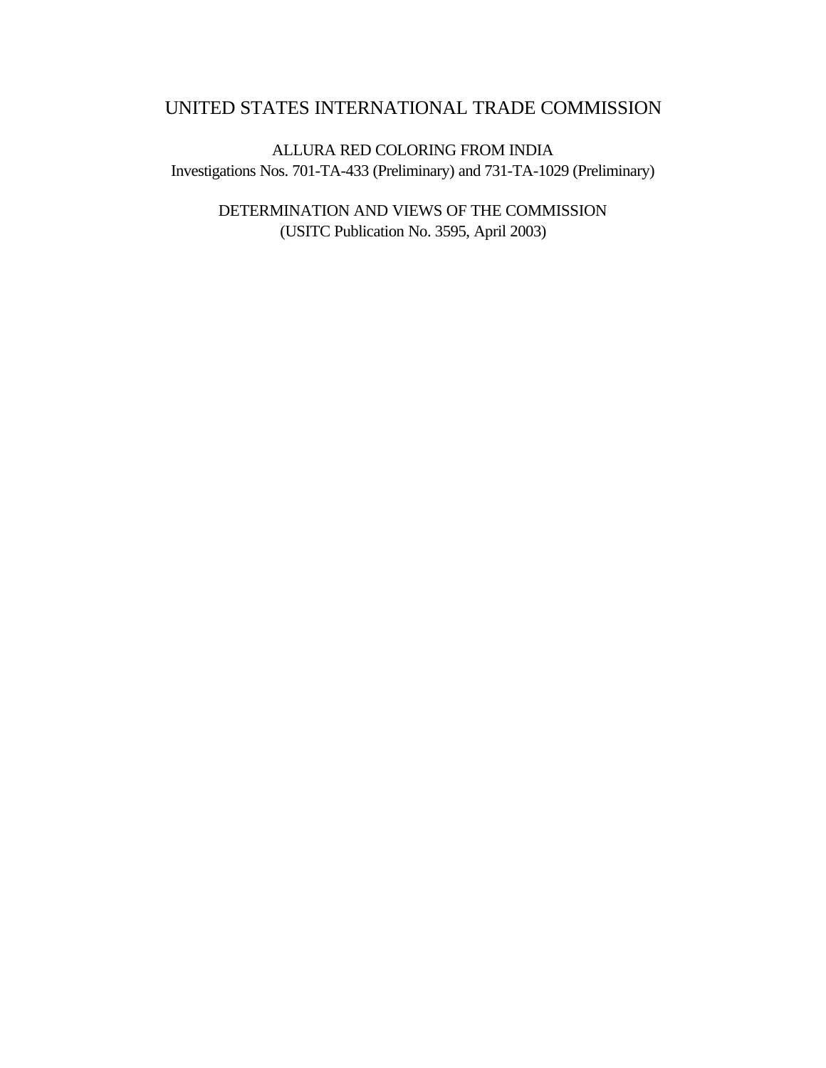# UNITED STATES INTERNATIONAL TRADE COMMISSION

ALLURA RED COLORING FROM INDIA
Investigations Nos. 701-TA-433 (Preliminary) and 731-TA-1029 (Preliminary)

DETERMINATION AND VIEWS OF THE COMMISSION
(USITC Publication No. 3595, April 2003)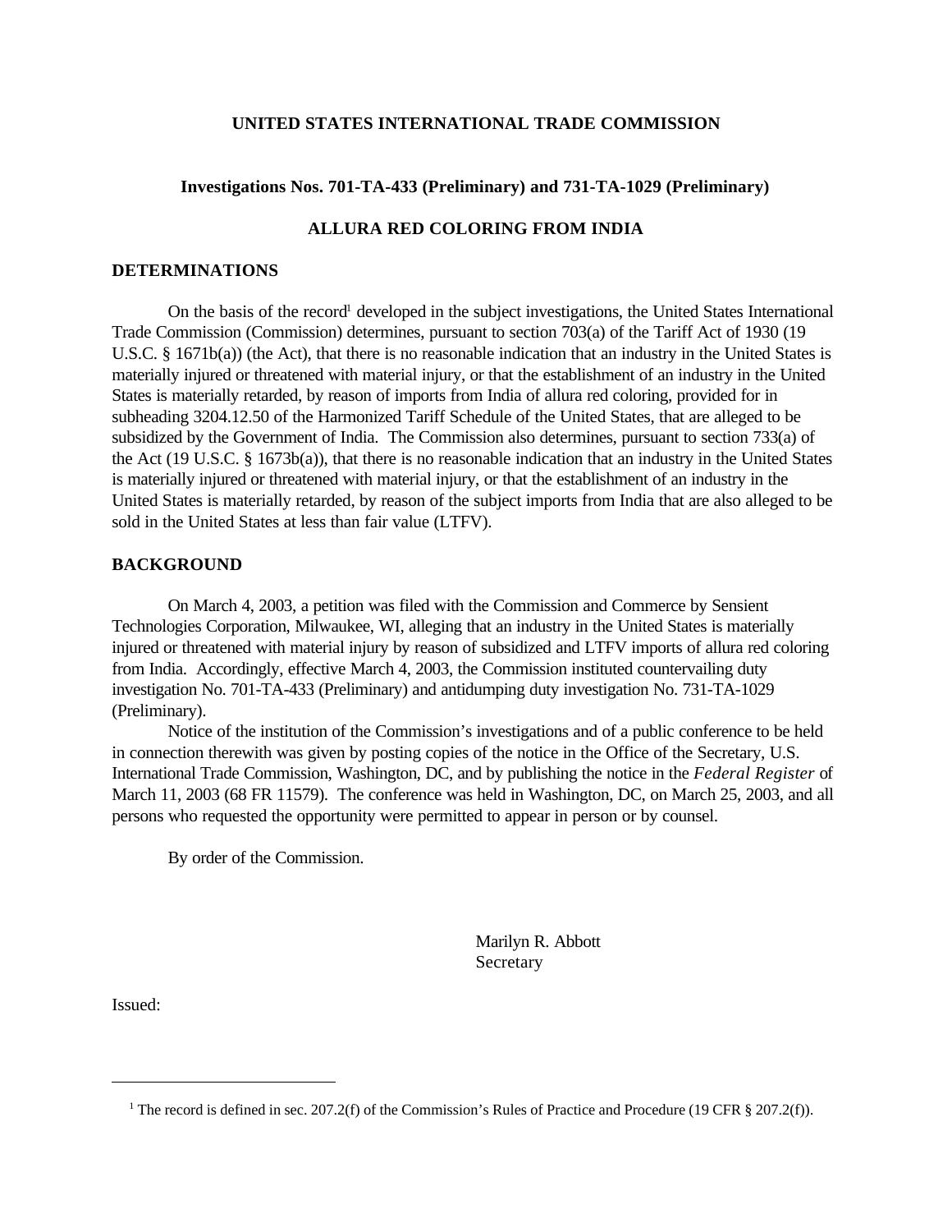# UNITED STATES INTERNATIONAL TRADE COMMISSION

## Investigations Nos. 701-TA-433 (Preliminary) and 731-TA-1029 (Preliminary)

## ALLURA RED COLORING FROM INDIA

### DETERMINATIONS

On the basis of the record[1] developed in the subject investigations, the United States International Trade Commission (Commission) determines, pursuant to section 703(a) of the Tariff Act of 1930 (19 U.S.C. § 1671b(a)) (the Act), that there is no reasonable indication that an industry in the United States is materially injured or threatened with material injury, or that the establishment of an industry in the United States is materially retarded, by reason of imports from India of allura red coloring, provided for in subheading 3204.12.50 of the Harmonized Tariff Schedule of the United States, that are alleged to be subsidized by the Government of India. The Commission also determines, pursuant to section 733(a) of the Act (19 U.S.C. § 1673b(a)), that there is no reasonable indication that an industry in the United States is materially injured or threatened with material injury, or that the establishment of an industry in the United States is materially retarded, by reason of the subject imports from India that are also alleged to be sold in the United States at less than fair value (LTFV).

### BACKGROUND

On March 4, 2003, a petition was filed with the Commission and Commerce by Sensient Technologies Corporation, Milwaukee, WI, alleging that an industry in the United States is materially injured or threatened with material injury by reason of subsidized and LTFV imports of allura red coloring from India. Accordingly, effective March 4, 2003, the Commission instituted countervailing duty investigation No. 701-TA-433 (Preliminary) and antidumping duty investigation No. 731-TA-1029 (Preliminary).

Notice of the institution of the Commission's investigations and of a public conference to be held in connection therewith was given by posting copies of the notice in the Office of the Secretary, U.S. International Trade Commission, Washington, DC, and by publishing the notice in the *Federal Register* of March 11, 2003 (68 FR 11579). The conference was held in Washington, DC, on March 25, 2003, and all persons who requested the opportunity were permitted to appear in person or by counsel.

By order of the Commission.

Marilyn R. Abbott
Secretary

Issued:

---

[1] The record is defined in sec. 207.2(f) of the Commission's Rules of Practice and Procedure (19 CFR § 207.2(f)).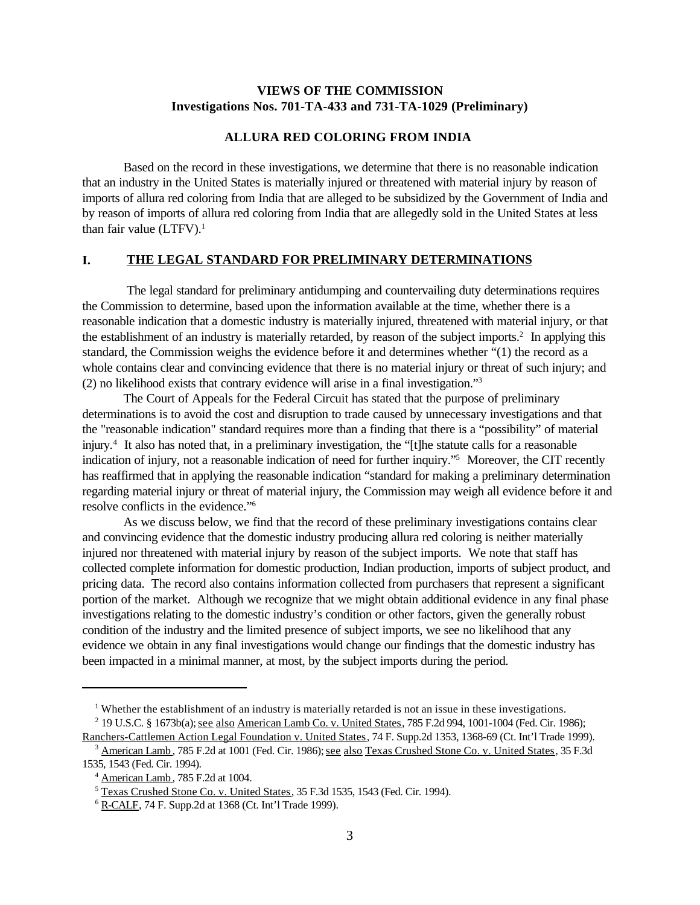**VIEWS OF THE COMMISSION**
**Investigations Nos. 701-TA-433 and 731-TA-1029 (Preliminary)**

**ALLURA RED COLORING FROM INDIA**

Based on the record in these investigations, we determine that there is no reasonable indication that an industry in the United States is materially injured or threatened with material injury by reason of imports of allura red coloring from India that are alleged to be subsidized by the Government of India and by reason of imports of allura red coloring from India that are allegedly sold in the United States at less than fair value (LTFV).[1]

## I. THE LEGAL STANDARD FOR PRELIMINARY DETERMINATIONS

The legal standard for preliminary antidumping and countervailing duty determinations requires the Commission to determine, based upon the information available at the time, whether there is a reasonable indication that a domestic industry is materially injured, threatened with material injury, or that the establishment of an industry is materially retarded, by reason of the subject imports.[2] In applying this standard, the Commission weighs the evidence before it and determines whether "(1) the record as a whole contains clear and convincing evidence that there is no material injury or threat of such injury; and (2) no likelihood exists that contrary evidence will arise in a final investigation."[3]

The Court of Appeals for the Federal Circuit has stated that the purpose of preliminary determinations is to avoid the cost and disruption to trade caused by unnecessary investigations and that the "reasonable indication" standard requires more than a finding that there is a "possibility" of material injury.[4] It also has noted that, in a preliminary investigation, the "[t]he statute calls for a reasonable indication of injury, not a reasonable indication of need for further inquiry."[5] Moreover, the CIT recently has reaffirmed that in applying the reasonable indication "standard for making a preliminary determination regarding material injury or threat of material injury, the Commission may weigh all evidence before it and resolve conflicts in the evidence."[6]

As we discuss below, we find that the record of these preliminary investigations contains clear and convincing evidence that the domestic industry producing allura red coloring is neither materially injured nor threatened with material injury by reason of the subject imports. We note that staff has collected complete information for domestic production, Indian production, imports of subject product, and pricing data. The record also contains information collected from purchasers that represent a significant portion of the market. Although we recognize that we might obtain additional evidence in any final phase investigations relating to the domestic industry's condition or other factors, given the generally robust condition of the industry and the limited presence of subject imports, we see no likelihood that any evidence we obtain in any final investigations would change our findings that the domestic industry has been impacted in a minimal manner, at most, by the subject imports during the period.

---

[1] Whether the establishment of an industry is materially retarded is not an issue in these investigations.

[2] 19 U.S.C. § 1673b(a); see also American Lamb Co. v. United States, 785 F.2d 994, 1001-1004 (Fed. Cir. 1986); Ranchers-Cattlemen Action Legal Foundation v. United States, 74 F. Supp.2d 1353, 1368-69 (Ct. Int'l Trade 1999).

[3] American Lamb, 785 F.2d at 1001 (Fed. Cir. 1986); see also Texas Crushed Stone Co. v. United States, 35 F.3d 1535, 1543 (Fed. Cir. 1994).

[4] American Lamb, 785 F.2d at 1004.

[5] Texas Crushed Stone Co. v. United States, 35 F.3d 1535, 1543 (Fed. Cir. 1994).

[6] R-CALF, 74 F. Supp.2d at 1368 (Ct. Int'l Trade 1999).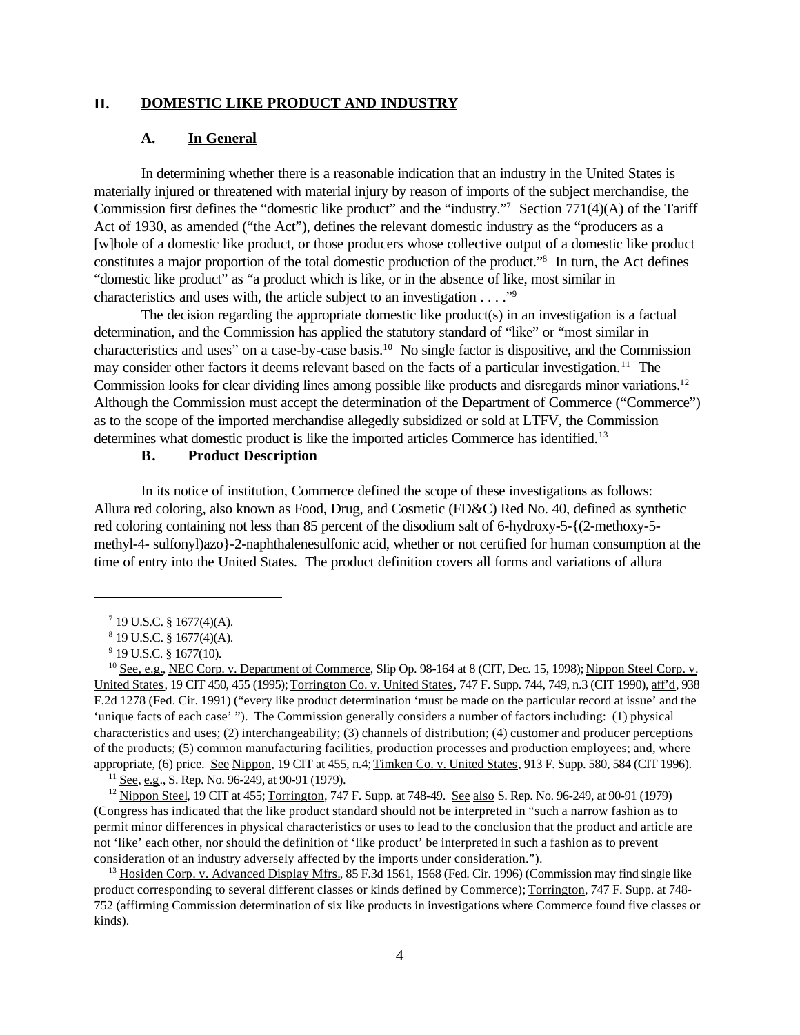## II. DOMESTIC LIKE PRODUCT AND INDUSTRY

### A. In General

In determining whether there is a reasonable indication that an industry in the United States is materially injured or threatened with material injury by reason of imports of the subject merchandise, the Commission first defines the "domestic like product" and the "industry."[7] Section 771(4)(A) of the Tariff Act of 1930, as amended ("the Act"), defines the relevant domestic industry as the "producers as a [w]hole of a domestic like product, or those producers whose collective output of a domestic like product constitutes a major proportion of the total domestic production of the product."[8] In turn, the Act defines "domestic like product" as "a product which is like, or in the absence of like, most similar in characteristics and uses with, the article subject to an investigation . . . ."[9]

The decision regarding the appropriate domestic like product(s) in an investigation is a factual determination, and the Commission has applied the statutory standard of "like" or "most similar in characteristics and uses" on a case-by-case basis.[10] No single factor is dispositive, and the Commission may consider other factors it deems relevant based on the facts of a particular investigation.[11] The Commission looks for clear dividing lines among possible like products and disregards minor variations.[12] Although the Commission must accept the determination of the Department of Commerce ("Commerce") as to the scope of the imported merchandise allegedly subsidized or sold at LTFV, the Commission determines what domestic product is like the imported articles Commerce has identified.[13]

### B. Product Description

In its notice of institution, Commerce defined the scope of these investigations as follows: Allura red coloring, also known as Food, Drug, and Cosmetic (FD&C) Red No. 40, defined as synthetic red coloring containing not less than 85 percent of the disodium salt of 6-hydroxy-5-{(2-methoxy-5-methyl-4- sulfonyl)azo}-2-naphthalenesulfonic acid, whether or not certified for human consumption at the time of entry into the United States. The product definition covers all forms and variations of allura

---

[7] 19 U.S.C. § 1677(4)(A).

[8] 19 U.S.C. § 1677(4)(A).

[9] 19 U.S.C. § 1677(10).

[10] See, e.g., NEC Corp. v. Department of Commerce, Slip Op. 98-164 at 8 (CIT, Dec. 15, 1998); Nippon Steel Corp. v. United States, 19 CIT 450, 455 (1995); Torrington Co. v. United States, 747 F. Supp. 744, 749, n.3 (CIT 1990), aff'd, 938 F.2d 1278 (Fed. Cir. 1991) ("every like product determination 'must be made on the particular record at issue' and the 'unique facts of each case' "). The Commission generally considers a number of factors including: (1) physical characteristics and uses; (2) interchangeability; (3) channels of distribution; (4) customer and producer perceptions of the products; (5) common manufacturing facilities, production processes and production employees; and, where appropriate, (6) price. See Nippon, 19 CIT at 455, n.4; Timken Co. v. United States, 913 F. Supp. 580, 584 (CIT 1996).

[11] See, e.g., S. Rep. No. 96-249, at 90-91 (1979).

[12] Nippon Steel, 19 CIT at 455; Torrington, 747 F. Supp. at 748-49. See also S. Rep. No. 96-249, at 90-91 (1979) (Congress has indicated that the like product standard should not be interpreted in "such a narrow fashion as to permit minor differences in physical characteristics or uses to lead to the conclusion that the product and article are not 'like' each other, nor should the definition of 'like product' be interpreted in such a fashion as to prevent consideration of an industry adversely affected by the imports under consideration.").

[13] Hosiden Corp. v. Advanced Display Mfrs., 85 F.3d 1561, 1568 (Fed. Cir. 1996) (Commission may find single like product corresponding to several different classes or kinds defined by Commerce); Torrington, 747 F. Supp. at 748-752 (affirming Commission determination of six like products in investigations where Commerce found five classes or kinds).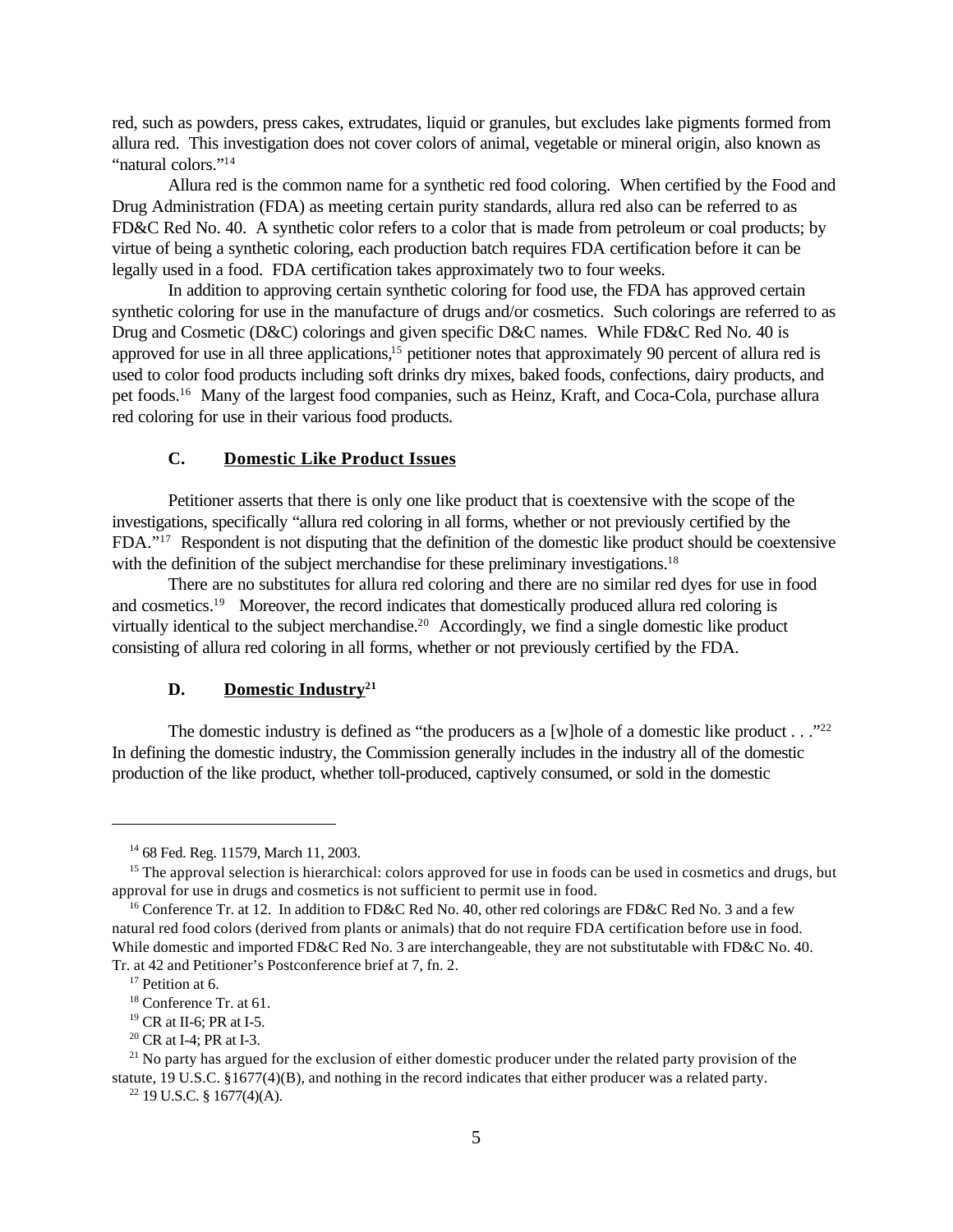red, such as powders, press cakes, extrudates, liquid or granules, but excludes lake pigments formed from allura red. This investigation does not cover colors of animal, vegetable or mineral origin, also known as "natural colors."[14]

Allura red is the common name for a synthetic red food coloring. When certified by the Food and Drug Administration (FDA) as meeting certain purity standards, allura red also can be referred to as FD&C Red No. 40. A synthetic color refers to a color that is made from petroleum or coal products; by virtue of being a synthetic coloring, each production batch requires FDA certification before it can be legally used in a food. FDA certification takes approximately two to four weeks.

In addition to approving certain synthetic coloring for food use, the FDA has approved certain synthetic coloring for use in the manufacture of drugs and/or cosmetics. Such colorings are referred to as Drug and Cosmetic (D&C) colorings and given specific D&C names. While FD&C Red No. 40 is approved for use in all three applications,[15] petitioner notes that approximately 90 percent of allura red is used to color food products including soft drinks dry mixes, baked foods, confections, dairy products, and pet foods.[16] Many of the largest food companies, such as Heinz, Kraft, and Coca-Cola, purchase allura red coloring for use in their various food products.

### C. Domestic Like Product Issues

Petitioner asserts that there is only one like product that is coextensive with the scope of the investigations, specifically "allura red coloring in all forms, whether or not previously certified by the FDA."[17] Respondent is not disputing that the definition of the domestic like product should be coextensive with the definition of the subject merchandise for these preliminary investigations.[18]

There are no substitutes for allura red coloring and there are no similar red dyes for use in food and cosmetics.[19] Moreover, the record indicates that domestically produced allura red coloring is virtually identical to the subject merchandise.[20] Accordingly, we find a single domestic like product consisting of allura red coloring in all forms, whether or not previously certified by the FDA.

### D. Domestic Industry[21]

The domestic industry is defined as "the producers as a [w]hole of a domestic like product . . ."[22] In defining the domestic industry, the Commission generally includes in the industry all of the domestic production of the like product, whether toll-produced, captively consumed, or sold in the domestic

---

[14] 68 Fed. Reg. 11579, March 11, 2003.

[15] The approval selection is hierarchical: colors approved for use in foods can be used in cosmetics and drugs, but approval for use in drugs and cosmetics is not sufficient to permit use in food.

[16] Conference Tr. at 12. In addition to FD&C Red No. 40, other red colorings are FD&C Red No. 3 and a few natural red food colors (derived from plants or animals) that do not require FDA certification before use in food. While domestic and imported FD&C Red No. 3 are interchangeable, they are not substitutable with FD&C No. 40. Tr. at 42 and Petitioner's Postconference brief at 7, fn. 2.

[17] Petition at 6.

[18] Conference Tr. at 61.

[19] CR at II-6; PR at I-5.

[20] CR at I-4; PR at I-3.

[21] No party has argued for the exclusion of either domestic producer under the related party provision of the statute, 19 U.S.C. §1677(4)(B), and nothing in the record indicates that either producer was a related party.

[22] 19 U.S.C. § 1677(4)(A).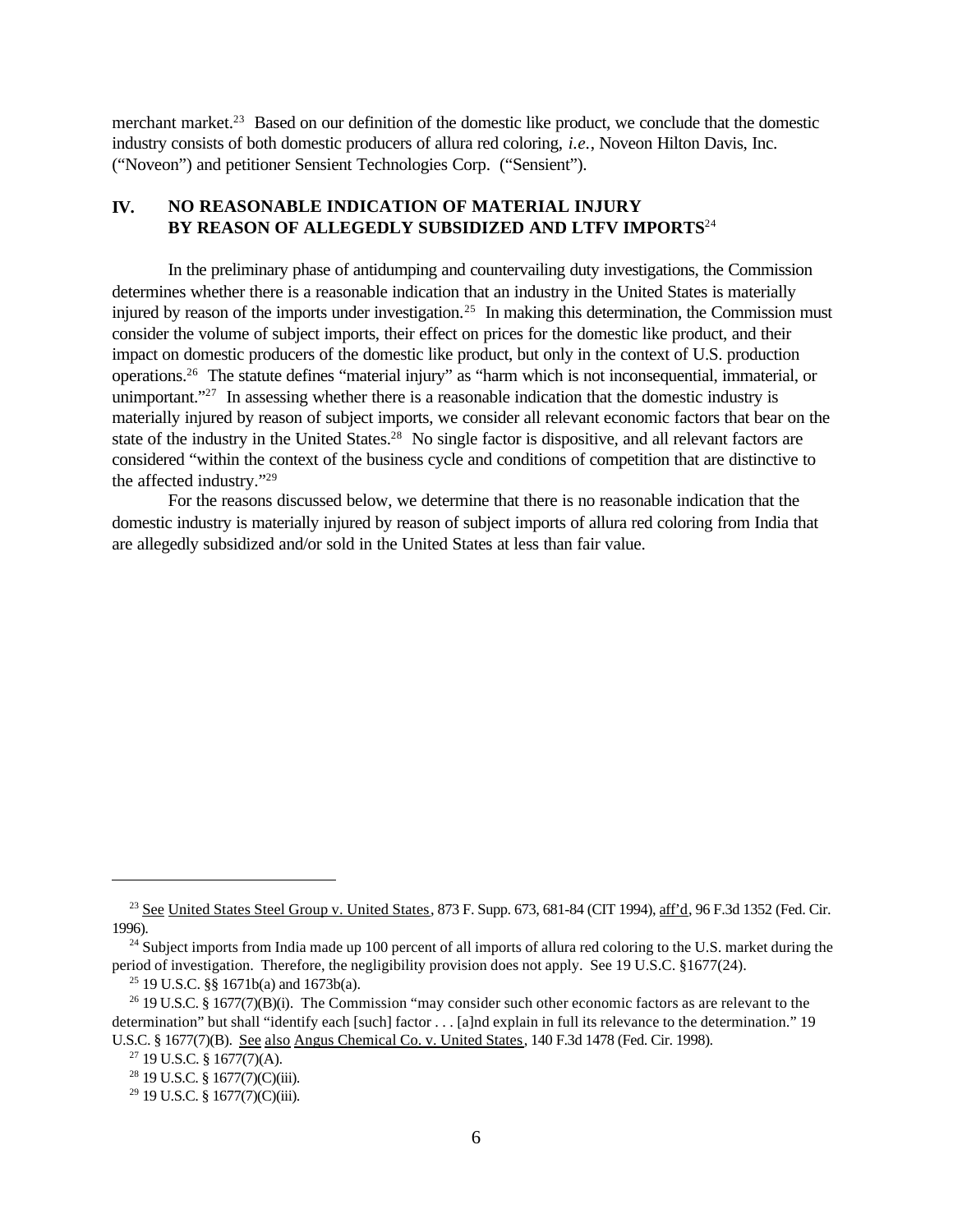merchant market.[23] Based on our definition of the domestic like product, we conclude that the domestic industry consists of both domestic producers of allura red coloring, *i.e.*, Noveon Hilton Davis, Inc. ("Noveon") and petitioner Sensient Technologies Corp. ("Sensient").

## IV. NO REASONABLE INDICATION OF MATERIAL INJURY BY REASON OF ALLEGEDLY SUBSIDIZED AND LTFV IMPORTS[24]

In the preliminary phase of antidumping and countervailing duty investigations, the Commission determines whether there is a reasonable indication that an industry in the United States is materially injured by reason of the imports under investigation.[25] In making this determination, the Commission must consider the volume of subject imports, their effect on prices for the domestic like product, and their impact on domestic producers of the domestic like product, but only in the context of U.S. production operations.[26] The statute defines "material injury" as "harm which is not inconsequential, immaterial, or unimportant."[27] In assessing whether there is a reasonable indication that the domestic industry is materially injured by reason of subject imports, we consider all relevant economic factors that bear on the state of the industry in the United States.[28] No single factor is dispositive, and all relevant factors are considered "within the context of the business cycle and conditions of competition that are distinctive to the affected industry."[29]

For the reasons discussed below, we determine that there is no reasonable indication that the domestic industry is materially injured by reason of subject imports of allura red coloring from India that are allegedly subsidized and/or sold in the United States at less than fair value.

---

[23] See United States Steel Group v. United States, 873 F. Supp. 673, 681-84 (CIT 1994), aff'd, 96 F.3d 1352 (Fed. Cir. 1996).

[24] Subject imports from India made up 100 percent of all imports of allura red coloring to the U.S. market during the period of investigation. Therefore, the negligibility provision does not apply. See 19 U.S.C. §1677(24).

[25] 19 U.S.C. §§ 1671b(a) and 1673b(a).

[26] 19 U.S.C. § 1677(7)(B)(i). The Commission "may consider such other economic factors as are relevant to the determination" but shall "identify each [such] factor . . . [a]nd explain in full its relevance to the determination." 19 U.S.C. § 1677(7)(B). See also Angus Chemical Co. v. United States, 140 F.3d 1478 (Fed. Cir. 1998).

[27] 19 U.S.C. § 1677(7)(A).

[28] 19 U.S.C. § 1677(7)(C)(iii).

[29] 19 U.S.C. § 1677(7)(C)(iii).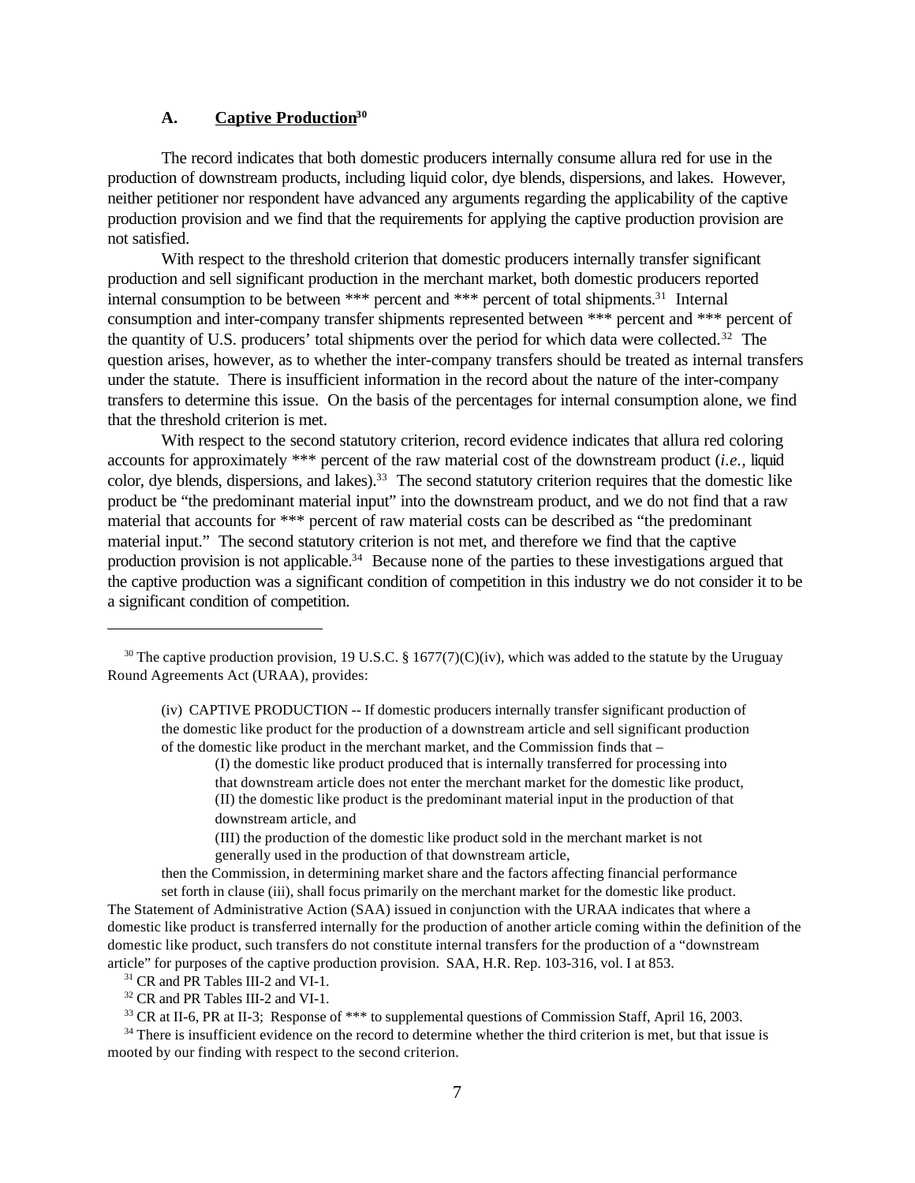### A. Captive Production[30]

The record indicates that both domestic producers internally consume allura red for use in the production of downstream products, including liquid color, dye blends, dispersions, and lakes. However, neither petitioner nor respondent have advanced any arguments regarding the applicability of the captive production provision and we find that the requirements for applying the captive production provision are not satisfied.

With respect to the threshold criterion that domestic producers internally transfer significant production and sell significant production in the merchant market, both domestic producers reported internal consumption to be between *** percent and *** percent of total shipments.[31] Internal consumption and inter-company transfer shipments represented between *** percent and *** percent of the quantity of U.S. producers' total shipments over the period for which data were collected.[32] The question arises, however, as to whether the inter-company transfers should be treated as internal transfers under the statute. There is insufficient information in the record about the nature of the inter-company transfers to determine this issue. On the basis of the percentages for internal consumption alone, we find that the threshold criterion is met.

With respect to the second statutory criterion, record evidence indicates that allura red coloring accounts for approximately *** percent of the raw material cost of the downstream product (*i.e.*, liquid color, dye blends, dispersions, and lakes).[33] The second statutory criterion requires that the domestic like product be "the predominant material input" into the downstream product, and we do not find that a raw material that accounts for *** percent of raw material costs can be described as "the predominant material input." The second statutory criterion is not met, and therefore we find that the captive production provision is not applicable.[34] Because none of the parties to these investigations argued that the captive production was a significant condition of competition in this industry we do not consider it to be a significant condition of competition.

---

[30] The captive production provision, 19 U.S.C. § 1677(7)(C)(iv), which was added to the statute by the Uruguay Round Agreements Act (URAA), provides:

> (iv) CAPTIVE PRODUCTION -- If domestic producers internally transfer significant production of the domestic like product for the production of a downstream article and sell significant production of the domestic like product in the merchant market, and the Commission finds that –
>
> > (I) the domestic like product produced that is internally transferred for processing into that downstream article does not enter the merchant market for the domestic like product,
> > (II) the domestic like product is the predominant material input in the production of that downstream article, and
> > (III) the production of the domestic like product sold in the merchant market is not generally used in the production of that downstream article,
>
> then the Commission, in determining market share and the factors affecting financial performance set forth in clause (iii), shall focus primarily on the merchant market for the domestic like product.

The Statement of Administrative Action (SAA) issued in conjunction with the URAA indicates that where a domestic like product is transferred internally for the production of another article coming within the definition of the domestic like product, such transfers do not constitute internal transfers for the production of a "downstream article" for purposes of the captive production provision. SAA, H.R. Rep. 103-316, vol. I at 853.

[31] CR and PR Tables III-2 and VI-1.

[32] CR and PR Tables III-2 and VI-1.

[33] CR at II-6, PR at II-3; Response of *** to supplemental questions of Commission Staff, April 16, 2003.

[34] There is insufficient evidence on the record to determine whether the third criterion is met, but that issue is mooted by our finding with respect to the second criterion.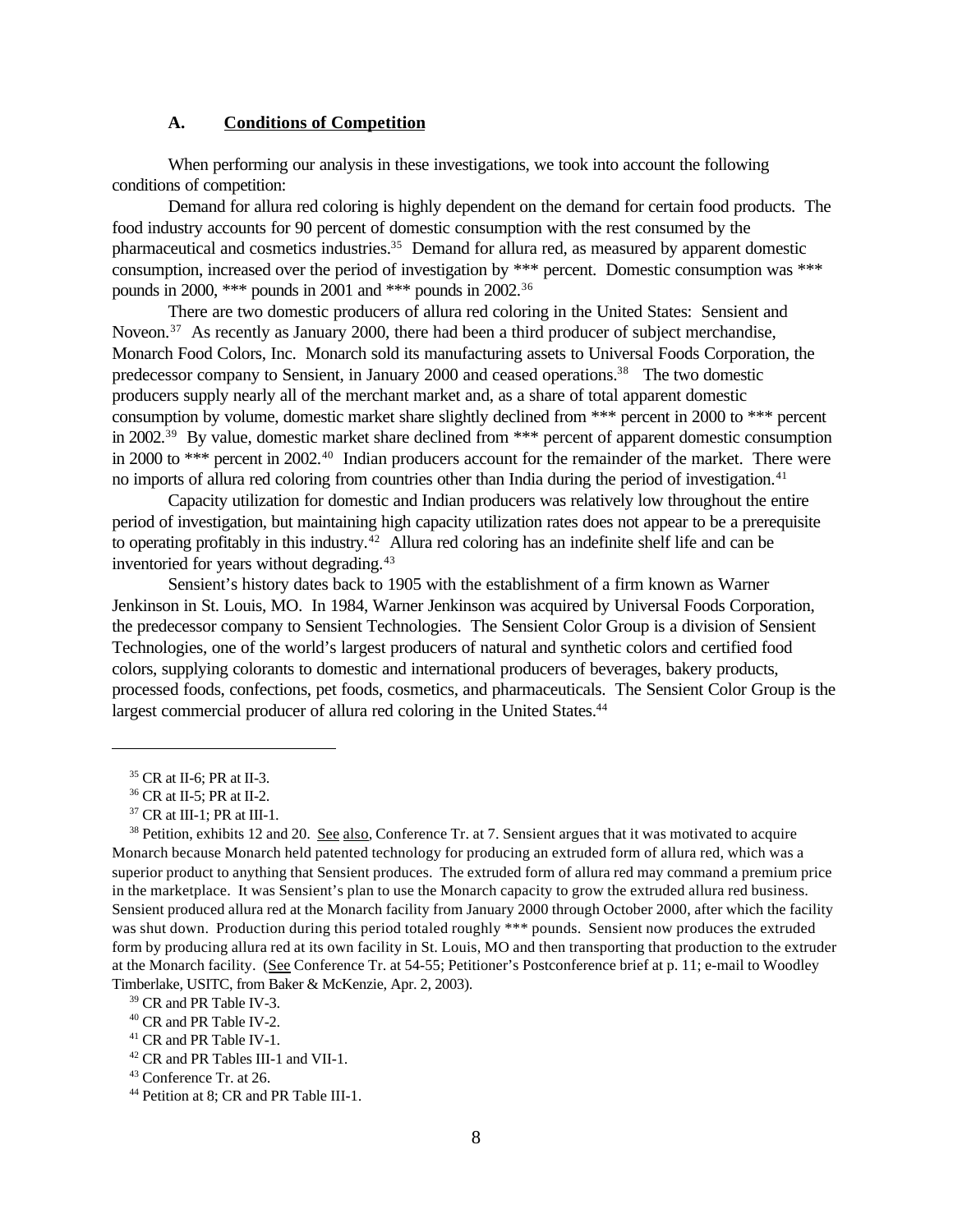### A. Conditions of Competition

When performing our analysis in these investigations, we took into account the following conditions of competition:

Demand for allura red coloring is highly dependent on the demand for certain food products. The food industry accounts for 90 percent of domestic consumption with the rest consumed by the pharmaceutical and cosmetics industries.[35] Demand for allura red, as measured by apparent domestic consumption, increased over the period of investigation by *** percent. Domestic consumption was *** pounds in 2000, *** pounds in 2001 and *** pounds in 2002.[36]

There are two domestic producers of allura red coloring in the United States: Sensient and Noveon.[37] As recently as January 2000, there had been a third producer of subject merchandise, Monarch Food Colors, Inc. Monarch sold its manufacturing assets to Universal Foods Corporation, the predecessor company to Sensient, in January 2000 and ceased operations.[38] The two domestic producers supply nearly all of the merchant market and, as a share of total apparent domestic consumption by volume, domestic market share slightly declined from *** percent in 2000 to *** percent in 2002.[39] By value, domestic market share declined from *** percent of apparent domestic consumption in 2000 to *** percent in 2002.[40] Indian producers account for the remainder of the market. There were no imports of allura red coloring from countries other than India during the period of investigation.[41]

Capacity utilization for domestic and Indian producers was relatively low throughout the entire period of investigation, but maintaining high capacity utilization rates does not appear to be a prerequisite to operating profitably in this industry.[42] Allura red coloring has an indefinite shelf life and can be inventoried for years without degrading.[43]

Sensient's history dates back to 1905 with the establishment of a firm known as Warner Jenkinson in St. Louis, MO. In 1984, Warner Jenkinson was acquired by Universal Foods Corporation, the predecessor company to Sensient Technologies. The Sensient Color Group is a division of Sensient Technologies, one of the world's largest producers of natural and synthetic colors and certified food colors, supplying colorants to domestic and international producers of beverages, bakery products, processed foods, confections, pet foods, cosmetics, and pharmaceuticals. The Sensient Color Group is the largest commercial producer of allura red coloring in the United States.[44]

---

[35] CR at II-6; PR at II-3.

[36] CR at II-5; PR at II-2.

[37] CR at III-1; PR at III-1.

[38] Petition, exhibits 12 and 20. See also, Conference Tr. at 7. Sensient argues that it was motivated to acquire Monarch because Monarch held patented technology for producing an extruded form of allura red, which was a superior product to anything that Sensient produces. The extruded form of allura red may command a premium price in the marketplace. It was Sensient's plan to use the Monarch capacity to grow the extruded allura red business. Sensient produced allura red at the Monarch facility from January 2000 through October 2000, after which the facility was shut down. Production during this period totaled roughly *** pounds. Sensient now produces the extruded form by producing allura red at its own facility in St. Louis, MO and then transporting that production to the extruder at the Monarch facility. (See Conference Tr. at 54-55; Petitioner's Postconference brief at p. 11; e-mail to Woodley Timberlake, USITC, from Baker & McKenzie, Apr. 2, 2003).

[39] CR and PR Table IV-3.

[40] CR and PR Table IV-2.

[41] CR and PR Table IV-1.

[42] CR and PR Tables III-1 and VII-1.

[43] Conference Tr. at 26.

[44] Petition at 8; CR and PR Table III-1.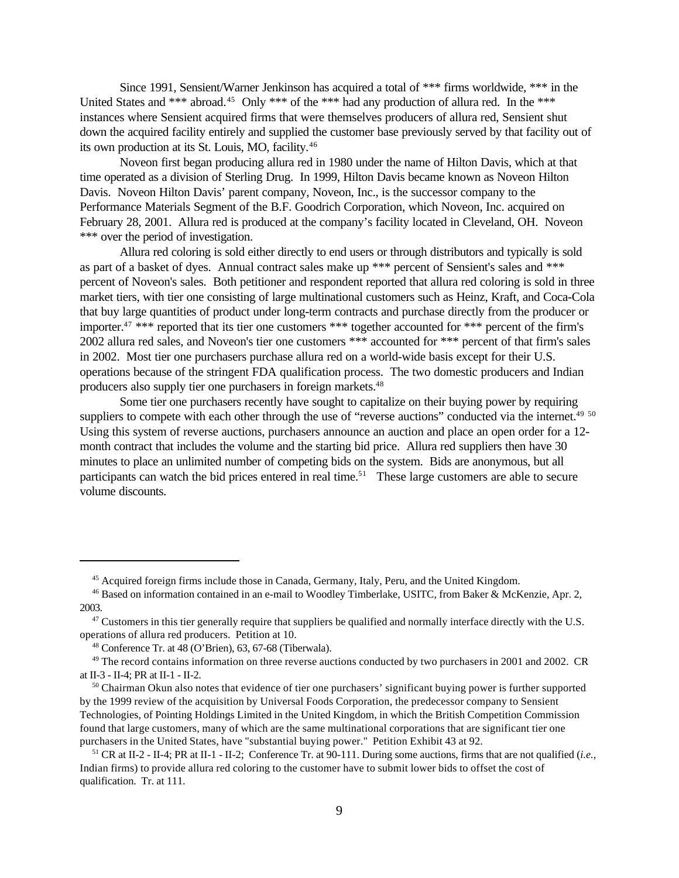Since 1991, Sensient/Warner Jenkinson has acquired a total of *** firms worldwide, *** in the United States and *** abroad.[45] Only *** of the *** had any production of allura red. In the *** instances where Sensient acquired firms that were themselves producers of allura red, Sensient shut down the acquired facility entirely and supplied the customer base previously served by that facility out of its own production at its St. Louis, MO, facility.[46]

Noveon first began producing allura red in 1980 under the name of Hilton Davis, which at that time operated as a division of Sterling Drug. In 1999, Hilton Davis became known as Noveon Hilton Davis. Noveon Hilton Davis' parent company, Noveon, Inc., is the successor company to the Performance Materials Segment of the B.F. Goodrich Corporation, which Noveon, Inc. acquired on February 28, 2001. Allura red is produced at the company's facility located in Cleveland, OH. Noveon *** over the period of investigation.

Allura red coloring is sold either directly to end users or through distributors and typically is sold as part of a basket of dyes. Annual contract sales make up *** percent of Sensient's sales and *** percent of Noveon's sales. Both petitioner and respondent reported that allura red coloring is sold in three market tiers, with tier one consisting of large multinational customers such as Heinz, Kraft, and Coca-Cola that buy large quantities of product under long-term contracts and purchase directly from the producer or importer.[47] *** reported that its tier one customers *** together accounted for *** percent of the firm's 2002 allura red sales, and Noveon's tier one customers *** accounted for *** percent of that firm's sales in 2002. Most tier one purchasers purchase allura red on a world-wide basis except for their U.S. operations because of the stringent FDA qualification process. The two domestic producers and Indian producers also supply tier one purchasers in foreign markets.[48]

Some tier one purchasers recently have sought to capitalize on their buying power by requiring suppliers to compete with each other through the use of "reverse auctions" conducted via the internet.[49] [50] Using this system of reverse auctions, purchasers announce an auction and place an open order for a 12-month contract that includes the volume and the starting bid price. Allura red suppliers then have 30 minutes to place an unlimited number of competing bids on the system. Bids are anonymous, but all participants can watch the bid prices entered in real time.[51] These large customers are able to secure volume discounts.

---

[45] Acquired foreign firms include those in Canada, Germany, Italy, Peru, and the United Kingdom.

[46] Based on information contained in an e-mail to Woodley Timberlake, USITC, from Baker & McKenzie, Apr. 2, 2003.

[47] Customers in this tier generally require that suppliers be qualified and normally interface directly with the U.S. operations of allura red producers. Petition at 10.

[48] Conference Tr. at 48 (O'Brien), 63, 67-68 (Tiberwala).

[49] The record contains information on three reverse auctions conducted by two purchasers in 2001 and 2002. CR at II-3 - II-4; PR at II-1 - II-2.

[50] Chairman Okun also notes that evidence of tier one purchasers' significant buying power is further supported by the 1999 review of the acquisition by Universal Foods Corporation, the predecessor company to Sensient Technologies, of Pointing Holdings Limited in the United Kingdom, in which the British Competition Commission found that large customers, many of which are the same multinational corporations that are significant tier one purchasers in the United States, have "substantial buying power." Petition Exhibit 43 at 92.

[51] CR at II-2 - II-4; PR at II-1 - II-2; Conference Tr. at 90-111. During some auctions, firms that are not qualified (*i.e.*, Indian firms) to provide allura red coloring to the customer have to submit lower bids to offset the cost of qualification. Tr. at 111.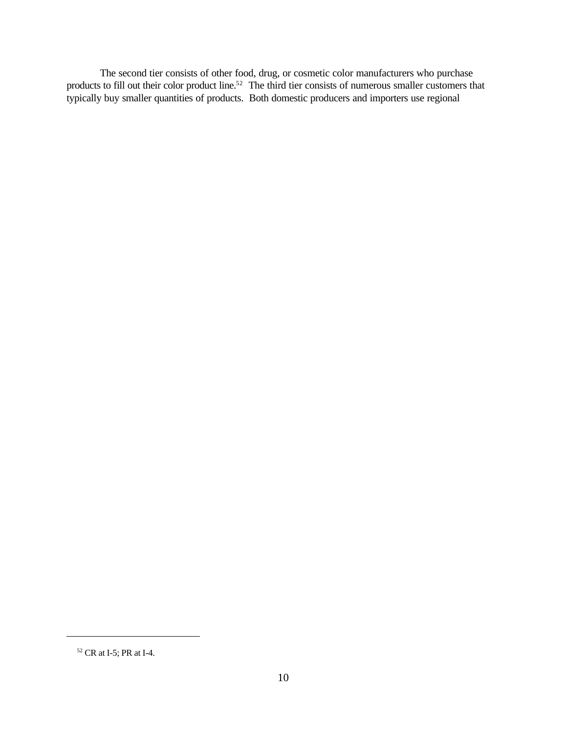The second tier consists of other food, drug, or cosmetic color manufacturers who purchase products to fill out their color product line.[52] The third tier consists of numerous smaller customers that typically buy smaller quantities of products. Both domestic producers and importers use regional

---

[52] CR at I-5; PR at I-4.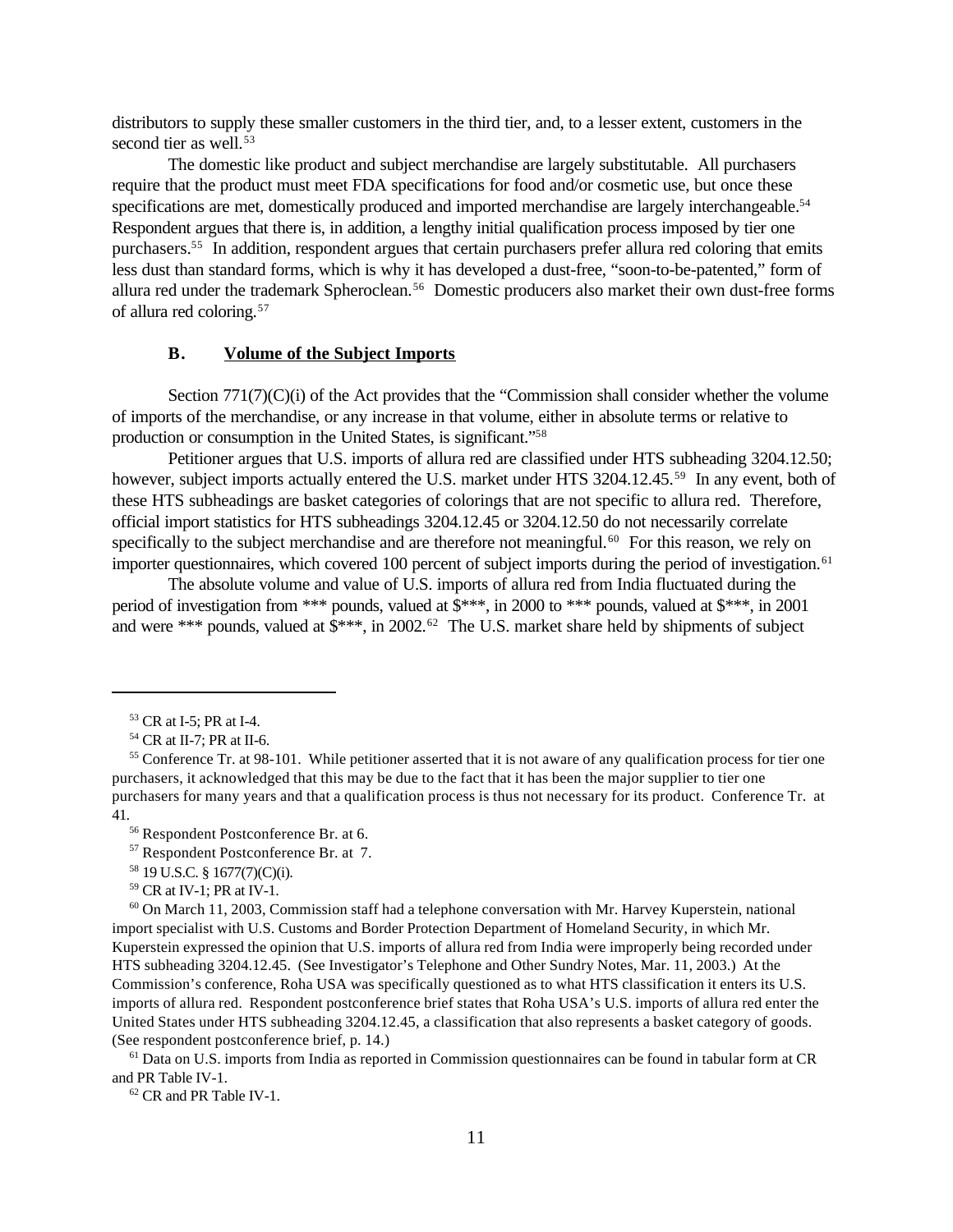distributors to supply these smaller customers in the third tier, and, to a lesser extent, customers in the second tier as well.[53]

The domestic like product and subject merchandise are largely substitutable. All purchasers require that the product must meet FDA specifications for food and/or cosmetic use, but once these specifications are met, domestically produced and imported merchandise are largely interchangeable.[54] Respondent argues that there is, in addition, a lengthy initial qualification process imposed by tier one purchasers.[55] In addition, respondent argues that certain purchasers prefer allura red coloring that emits less dust than standard forms, which is why it has developed a dust-free, "soon-to-be-patented," form of allura red under the trademark Spheroclean.[56] Domestic producers also market their own dust-free forms of allura red coloring.[57]

### B. Volume of the Subject Imports

Section 771(7)(C)(i) of the Act provides that the "Commission shall consider whether the volume of imports of the merchandise, or any increase in that volume, either in absolute terms or relative to production or consumption in the United States, is significant."[58]

Petitioner argues that U.S. imports of allura red are classified under HTS subheading 3204.12.50; however, subject imports actually entered the U.S. market under HTS 3204.12.45.[59] In any event, both of these HTS subheadings are basket categories of colorings that are not specific to allura red. Therefore, official import statistics for HTS subheadings 3204.12.45 or 3204.12.50 do not necessarily correlate specifically to the subject merchandise and are therefore not meaningful.[60] For this reason, we rely on importer questionnaires, which covered 100 percent of subject imports during the period of investigation.[61]

The absolute volume and value of U.S. imports of allura red from India fluctuated during the period of investigation from *** pounds, valued at $***, in 2000 to *** pounds, valued at $***, in 2001 and were *** pounds, valued at $***, in 2002.[62] The U.S. market share held by shipments of subject

---

[53] CR at I-5; PR at I-4.

[54] CR at II-7; PR at II-6.

[55] Conference Tr. at 98-101. While petitioner asserted that it is not aware of any qualification process for tier one purchasers, it acknowledged that this may be due to the fact that it has been the major supplier to tier one purchasers for many years and that a qualification process is thus not necessary for its product. Conference Tr. at 41.

[56] Respondent Postconference Br. at 6.

[57] Respondent Postconference Br. at 7.

[58] 19 U.S.C. § 1677(7)(C)(i).

[59] CR at IV-1; PR at IV-1.

[60] On March 11, 2003, Commission staff had a telephone conversation with Mr. Harvey Kuperstein, national import specialist with U.S. Customs and Border Protection Department of Homeland Security, in which Mr. Kuperstein expressed the opinion that U.S. imports of allura red from India were improperly being recorded under HTS subheading 3204.12.45. (See Investigator's Telephone and Other Sundry Notes, Mar. 11, 2003.) At the Commission's conference, Roha USA was specifically questioned as to what HTS classification it enters its U.S. imports of allura red. Respondent postconference brief states that Roha USA's U.S. imports of allura red enter the United States under HTS subheading 3204.12.45, a classification that also represents a basket category of goods. (See respondent postconference brief, p. 14.)

[61] Data on U.S. imports from India as reported in Commission questionnaires can be found in tabular form at CR and PR Table IV-1.

[62] CR and PR Table IV-1.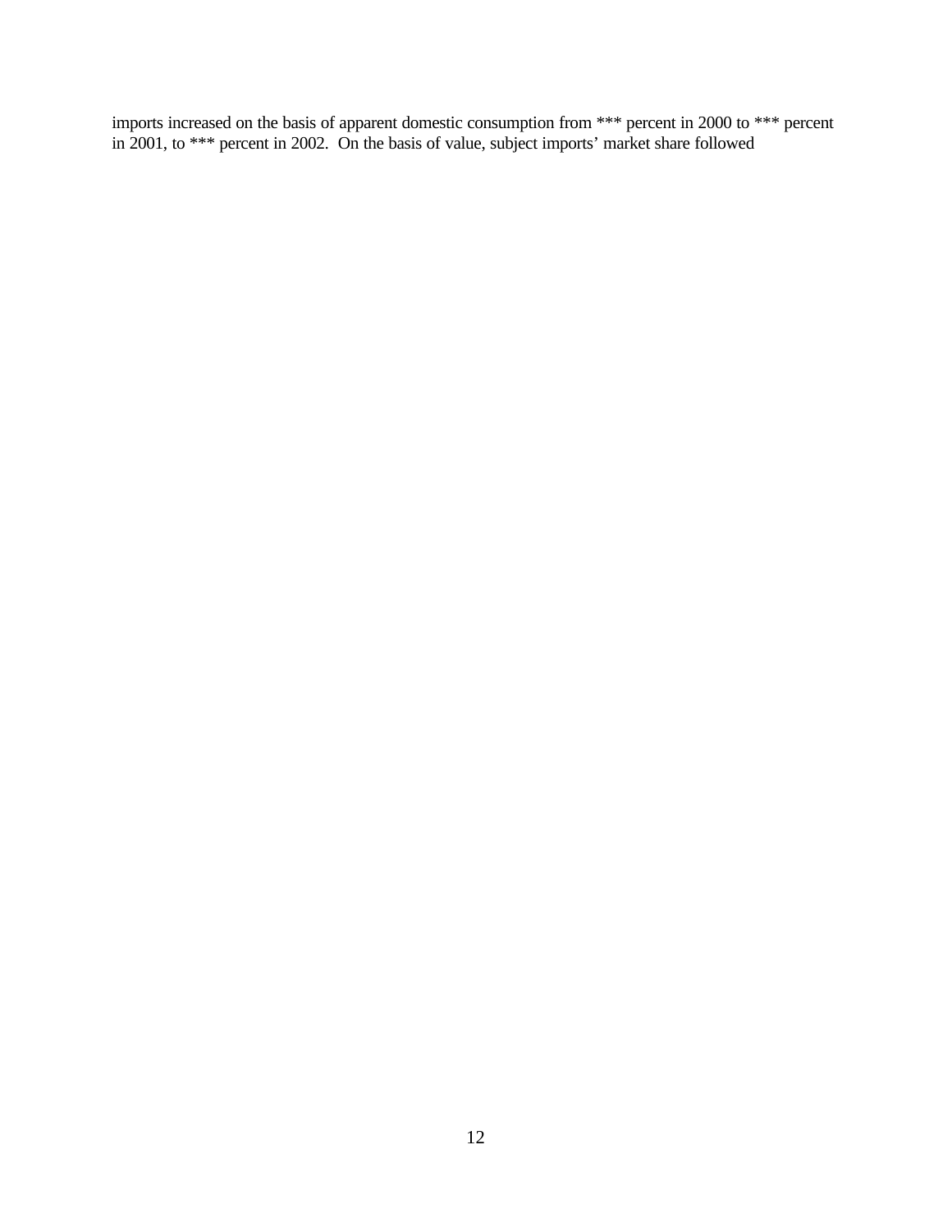imports increased on the basis of apparent domestic consumption from *** percent in 2000 to *** percent in 2001, to *** percent in 2002.  On the basis of value, subject imports' market share followed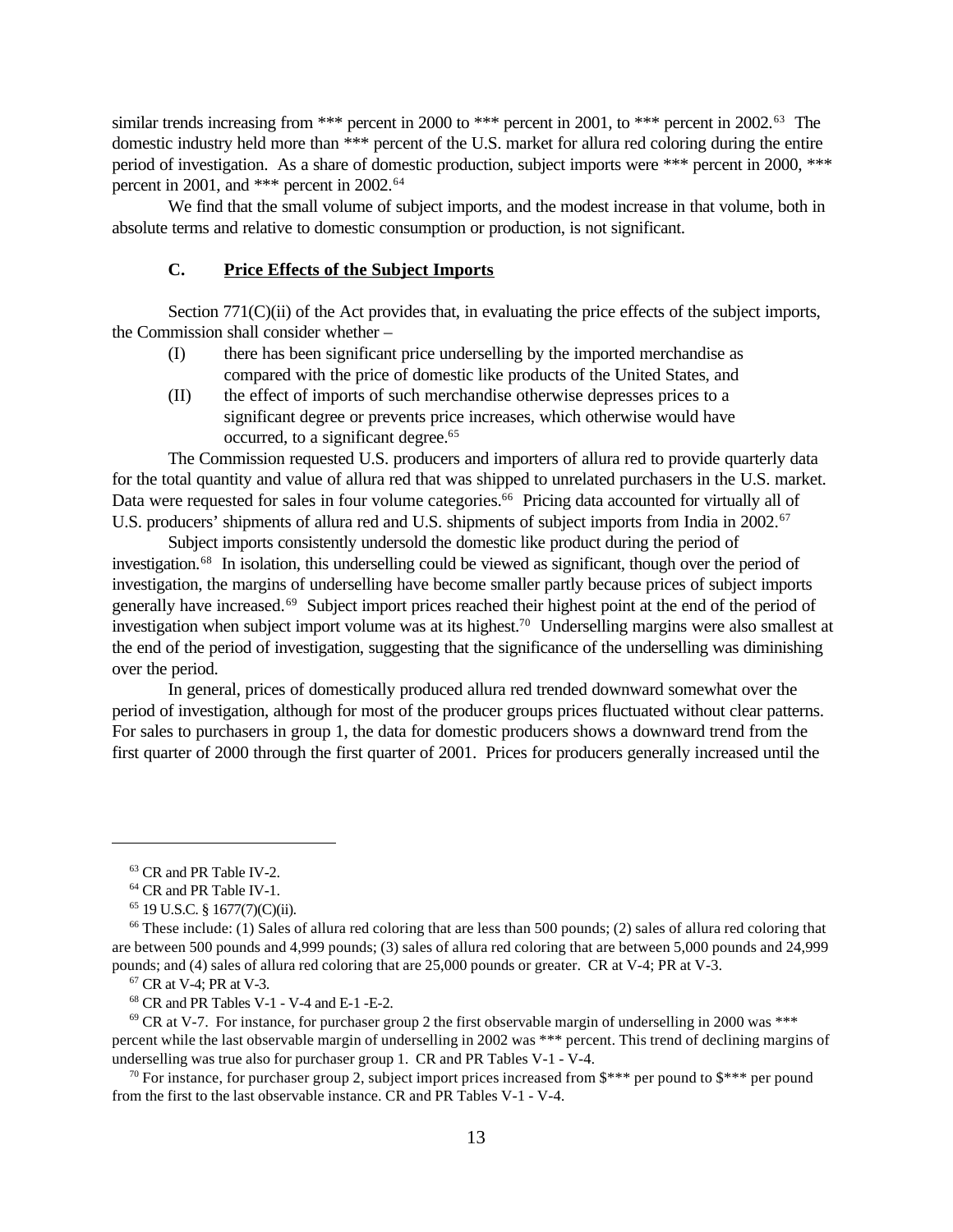similar trends increasing from *** percent in 2000 to *** percent in 2001, to *** percent in 2002.[63] The domestic industry held more than *** percent of the U.S. market for allura red coloring during the entire period of investigation. As a share of domestic production, subject imports were *** percent in 2000, *** percent in 2001, and *** percent in 2002.[64]

We find that the small volume of subject imports, and the modest increase in that volume, both in absolute terms and relative to domestic consumption or production, is not significant.

### C. Price Effects of the Subject Imports

Section 771(C)(ii) of the Act provides that, in evaluating the price effects of the subject imports, the Commission shall consider whether –

(I) there has been significant price underselling by the imported merchandise as compared with the price of domestic like products of the United States, and

(II) the effect of imports of such merchandise otherwise depresses prices to a significant degree or prevents price increases, which otherwise would have occurred, to a significant degree.[65]

The Commission requested U.S. producers and importers of allura red to provide quarterly data for the total quantity and value of allura red that was shipped to unrelated purchasers in the U.S. market. Data were requested for sales in four volume categories.[66] Pricing data accounted for virtually all of U.S. producers' shipments of allura red and U.S. shipments of subject imports from India in 2002.[67]

Subject imports consistently undersold the domestic like product during the period of investigation.[68] In isolation, this underselling could be viewed as significant, though over the period of investigation, the margins of underselling have become smaller partly because prices of subject imports generally have increased.[69] Subject import prices reached their highest point at the end of the period of investigation when subject import volume was at its highest.[70] Underselling margins were also smallest at the end of the period of investigation, suggesting that the significance of the underselling was diminishing over the period.

In general, prices of domestically produced allura red trended downward somewhat over the period of investigation, although for most of the producer groups prices fluctuated without clear patterns. For sales to purchasers in group 1, the data for domestic producers shows a downward trend from the first quarter of 2000 through the first quarter of 2001. Prices for producers generally increased until the

---

[63] CR and PR Table IV-2.

[64] CR and PR Table IV-1.

[65] 19 U.S.C. § 1677(7)(C)(ii).

[66] These include: (1) Sales of allura red coloring that are less than 500 pounds; (2) sales of allura red coloring that are between 500 pounds and 4,999 pounds; (3) sales of allura red coloring that are between 5,000 pounds and 24,999 pounds; and (4) sales of allura red coloring that are 25,000 pounds or greater. CR at V-4; PR at V-3.

[67] CR at V-4; PR at V-3.

[68] CR and PR Tables V-1 - V-4 and E-1 -E-2.

[69] CR at V-7. For instance, for purchaser group 2 the first observable margin of underselling in 2000 was *** percent while the last observable margin of underselling in 2002 was *** percent. This trend of declining margins of underselling was true also for purchaser group 1. CR and PR Tables V-1 - V-4.

[70] For instance, for purchaser group 2, subject import prices increased from $*** per pound to $*** per pound from the first to the last observable instance. CR and PR Tables V-1 - V-4.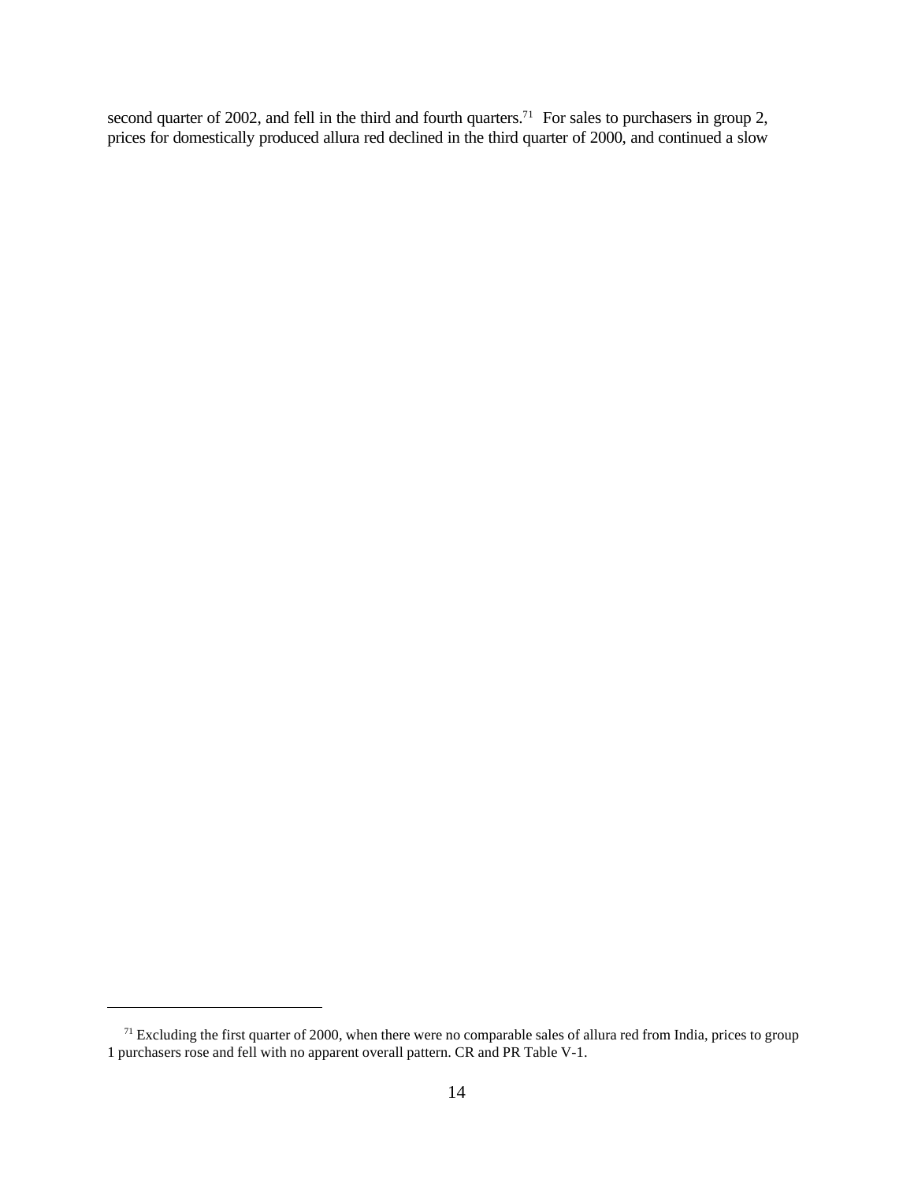second quarter of 2002, and fell in the third and fourth quarters.[71] For sales to purchasers in group 2, prices for domestically produced allura red declined in the third quarter of 2000, and continued a slow

[71] Excluding the first quarter of 2000, when there were no comparable sales of allura red from India, prices to group 1 purchasers rose and fell with no apparent overall pattern. CR and PR Table V-1.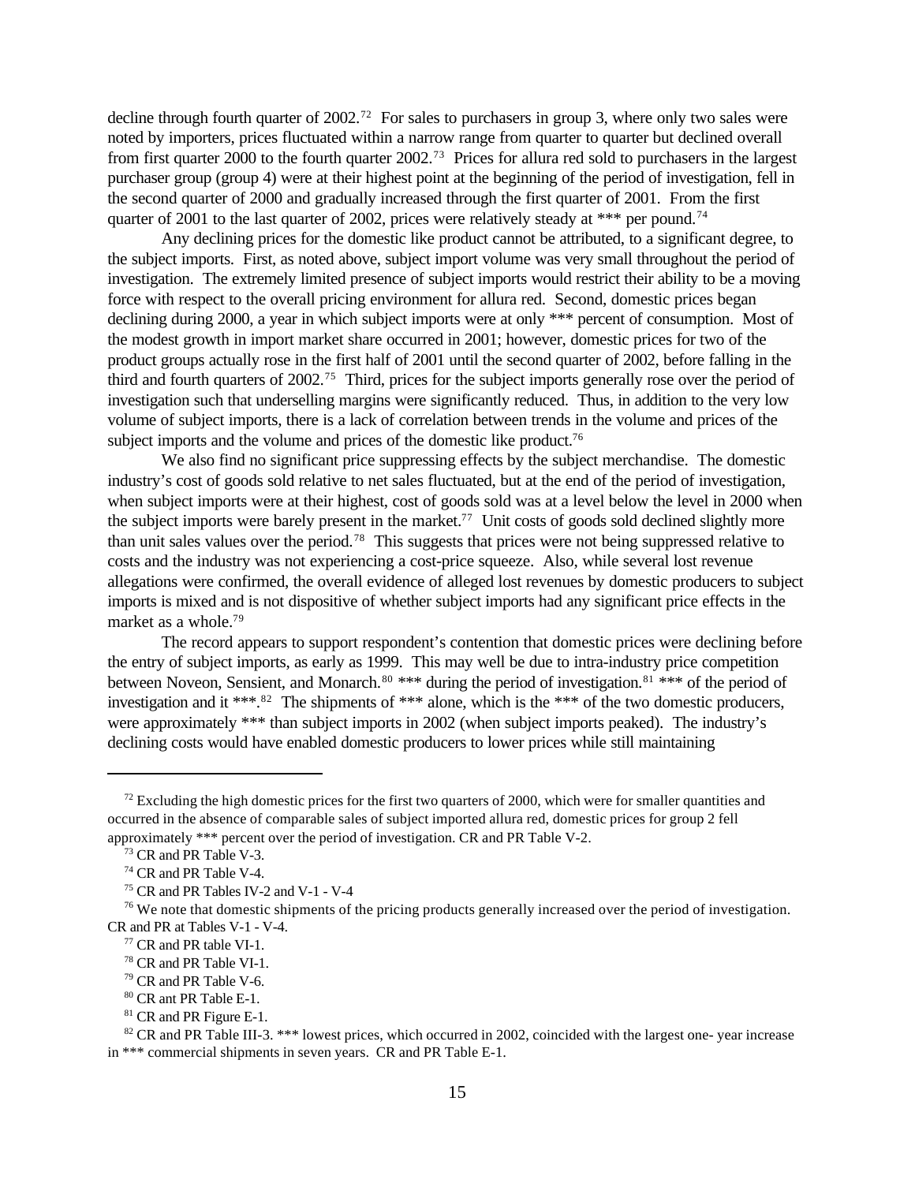decline through fourth quarter of 2002.[72] For sales to purchasers in group 3, where only two sales were noted by importers, prices fluctuated within a narrow range from quarter to quarter but declined overall from first quarter 2000 to the fourth quarter 2002.[73] Prices for allura red sold to purchasers in the largest purchaser group (group 4) were at their highest point at the beginning of the period of investigation, fell in the second quarter of 2000 and gradually increased through the first quarter of 2001. From the first quarter of 2001 to the last quarter of 2002, prices were relatively steady at *** per pound.[74]

Any declining prices for the domestic like product cannot be attributed, to a significant degree, to the subject imports. First, as noted above, subject import volume was very small throughout the period of investigation. The extremely limited presence of subject imports would restrict their ability to be a moving force with respect to the overall pricing environment for allura red. Second, domestic prices began declining during 2000, a year in which subject imports were at only *** percent of consumption. Most of the modest growth in import market share occurred in 2001; however, domestic prices for two of the product groups actually rose in the first half of 2001 until the second quarter of 2002, before falling in the third and fourth quarters of 2002.[75] Third, prices for the subject imports generally rose over the period of investigation such that underselling margins were significantly reduced. Thus, in addition to the very low volume of subject imports, there is a lack of correlation between trends in the volume and prices of the subject imports and the volume and prices of the domestic like product.[76]

We also find no significant price suppressing effects by the subject merchandise. The domestic industry's cost of goods sold relative to net sales fluctuated, but at the end of the period of investigation, when subject imports were at their highest, cost of goods sold was at a level below the level in 2000 when the subject imports were barely present in the market.[77] Unit costs of goods sold declined slightly more than unit sales values over the period.[78] This suggests that prices were not being suppressed relative to costs and the industry was not experiencing a cost-price squeeze. Also, while several lost revenue allegations were confirmed, the overall evidence of alleged lost revenues by domestic producers to subject imports is mixed and is not dispositive of whether subject imports had any significant price effects in the market as a whole.[79]

The record appears to support respondent's contention that domestic prices were declining before the entry of subject imports, as early as 1999. This may well be due to intra-industry price competition between Noveon, Sensient, and Monarch.[80] *** during the period of investigation.[81] *** of the period of investigation and it ***.[82] The shipments of *** alone, which is the *** of the two domestic producers, were approximately *** than subject imports in 2002 (when subject imports peaked). The industry's declining costs would have enabled domestic producers to lower prices while still maintaining

---

[72] Excluding the high domestic prices for the first two quarters of 2000, which were for smaller quantities and occurred in the absence of comparable sales of subject imported allura red, domestic prices for group 2 fell approximately *** percent over the period of investigation. CR and PR Table V-2.

[73] CR and PR Table V-3.

[74] CR and PR Table V-4.

[75] CR and PR Tables IV-2 and V-1 - V-4

[76] We note that domestic shipments of the pricing products generally increased over the period of investigation. CR and PR at Tables V-1 - V-4.

[77] CR and PR table VI-1.

[78] CR and PR Table VI-1.

[79] CR and PR Table V-6.

[80] CR ant PR Table E-1.

[81] CR and PR Figure E-1.

[82] CR and PR Table III-3. *** lowest prices, which occurred in 2002, coincided with the largest one- year increase in *** commercial shipments in seven years. CR and PR Table E-1.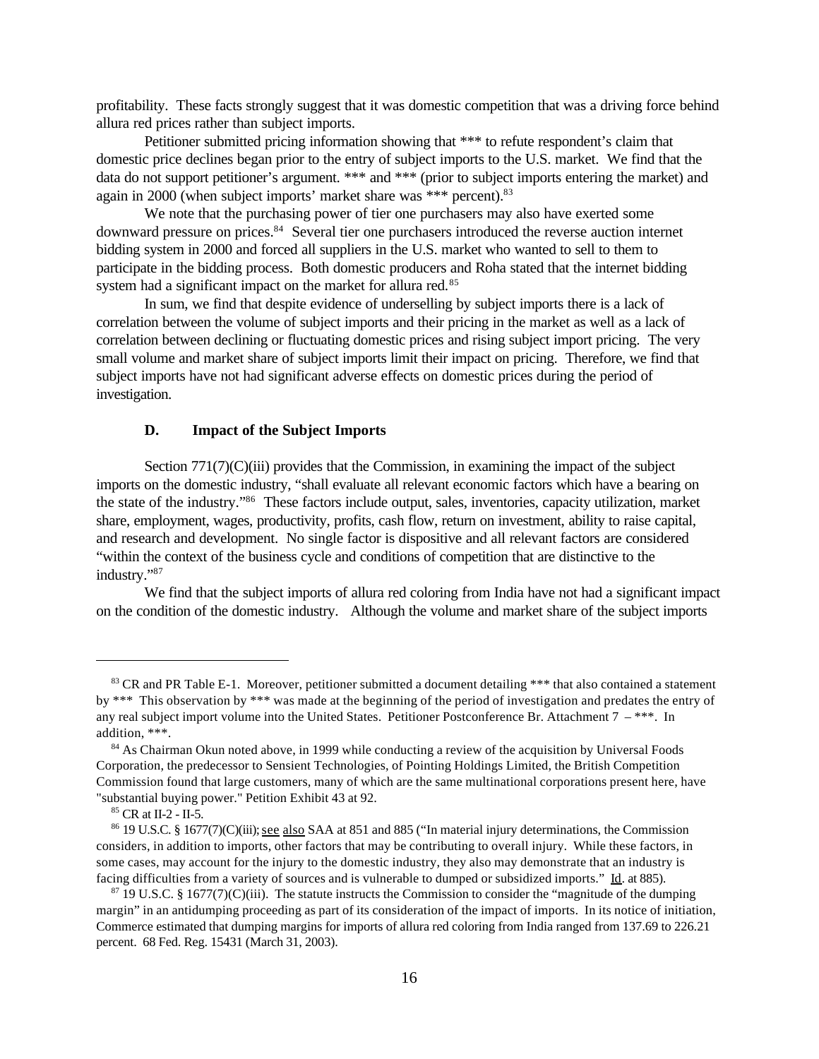profitability. These facts strongly suggest that it was domestic competition that was a driving force behind allura red prices rather than subject imports.

Petitioner submitted pricing information showing that *** to refute respondent's claim that domestic price declines began prior to the entry of subject imports to the U.S. market. We find that the data do not support petitioner's argument. *** and *** (prior to subject imports entering the market) and again in 2000 (when subject imports' market share was *** percent).[83]

We note that the purchasing power of tier one purchasers may also have exerted some downward pressure on prices.[84] Several tier one purchasers introduced the reverse auction internet bidding system in 2000 and forced all suppliers in the U.S. market who wanted to sell to them to participate in the bidding process. Both domestic producers and Roha stated that the internet bidding system had a significant impact on the market for allura red.[85]

In sum, we find that despite evidence of underselling by subject imports there is a lack of correlation between the volume of subject imports and their pricing in the market as well as a lack of correlation between declining or fluctuating domestic prices and rising subject import pricing. The very small volume and market share of subject imports limit their impact on pricing. Therefore, we find that subject imports have not had significant adverse effects on domestic prices during the period of investigation.

### D. Impact of the Subject Imports

Section 771(7)(C)(iii) provides that the Commission, in examining the impact of the subject imports on the domestic industry, "shall evaluate all relevant economic factors which have a bearing on the state of the industry."[86] These factors include output, sales, inventories, capacity utilization, market share, employment, wages, productivity, profits, cash flow, return on investment, ability to raise capital, and research and development. No single factor is dispositive and all relevant factors are considered "within the context of the business cycle and conditions of competition that are distinctive to the industry."[87]

We find that the subject imports of allura red coloring from India have not had a significant impact on the condition of the domestic industry. Although the volume and market share of the subject imports

---

[83] CR and PR Table E-1. Moreover, petitioner submitted a document detailing *** that also contained a statement by *** This observation by *** was made at the beginning of the period of investigation and predates the entry of any real subject import volume into the United States. Petitioner Postconference Br. Attachment 7 – ***. In addition, ***.

[84] As Chairman Okun noted above, in 1999 while conducting a review of the acquisition by Universal Foods Corporation, the predecessor to Sensient Technologies, of Pointing Holdings Limited, the British Competition Commission found that large customers, many of which are the same multinational corporations present here, have "substantial buying power." Petition Exhibit 43 at 92.

[85] CR at II-2 - II-5.

[86] 19 U.S.C. § 1677(7)(C)(iii); see also SAA at 851 and 885 ("In material injury determinations, the Commission considers, in addition to imports, other factors that may be contributing to overall injury. While these factors, in some cases, may account for the injury to the domestic industry, they also may demonstrate that an industry is facing difficulties from a variety of sources and is vulnerable to dumped or subsidized imports." Id. at 885).

[87] 19 U.S.C. § 1677(7)(C)(iii). The statute instructs the Commission to consider the "magnitude of the dumping margin" in an antidumping proceeding as part of its consideration of the impact of imports. In its notice of initiation, Commerce estimated that dumping margins for imports of allura red coloring from India ranged from 137.69 to 226.21 percent. 68 Fed. Reg. 15431 (March 31, 2003).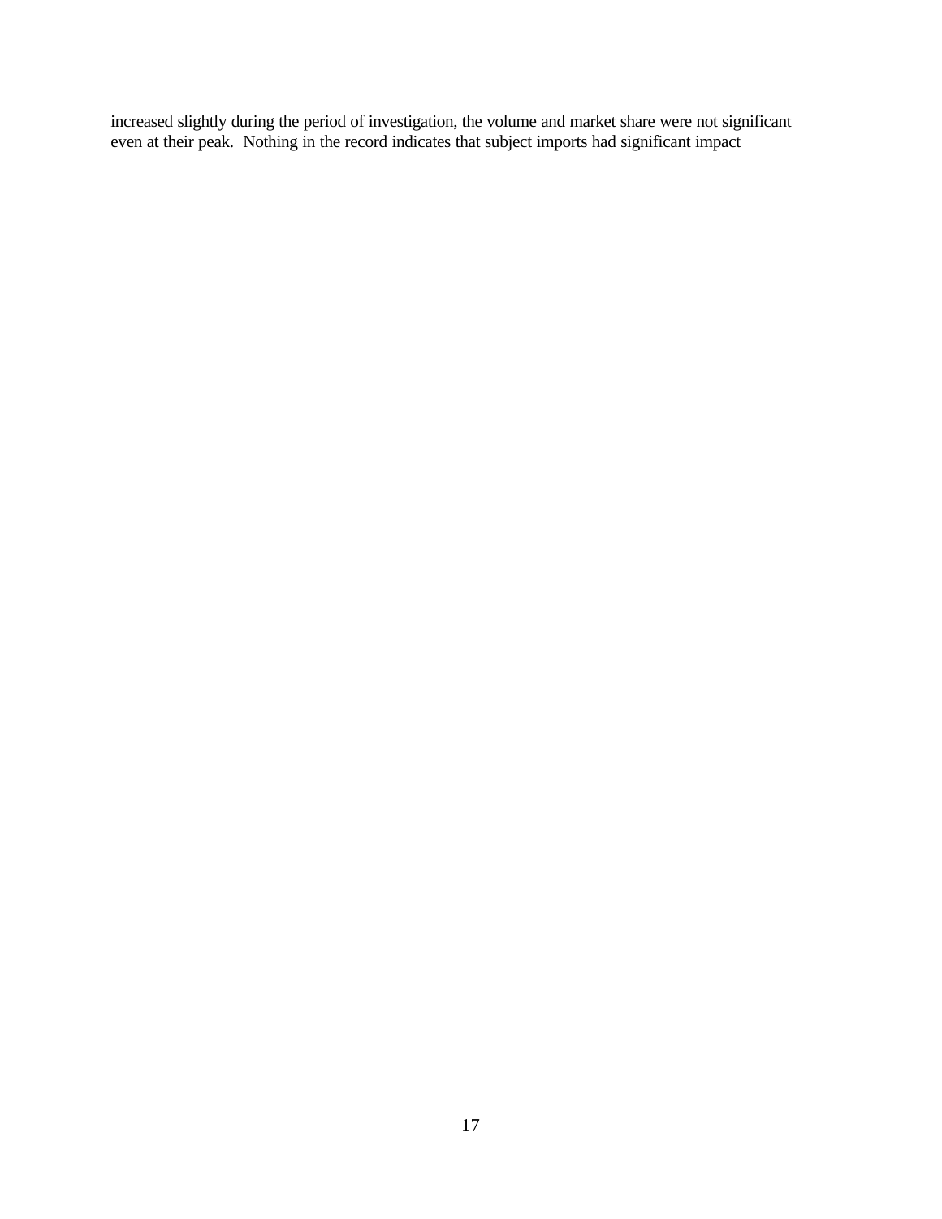increased slightly during the period of investigation, the volume and market share were not significant even at their peak. Nothing in the record indicates that subject imports had significant impact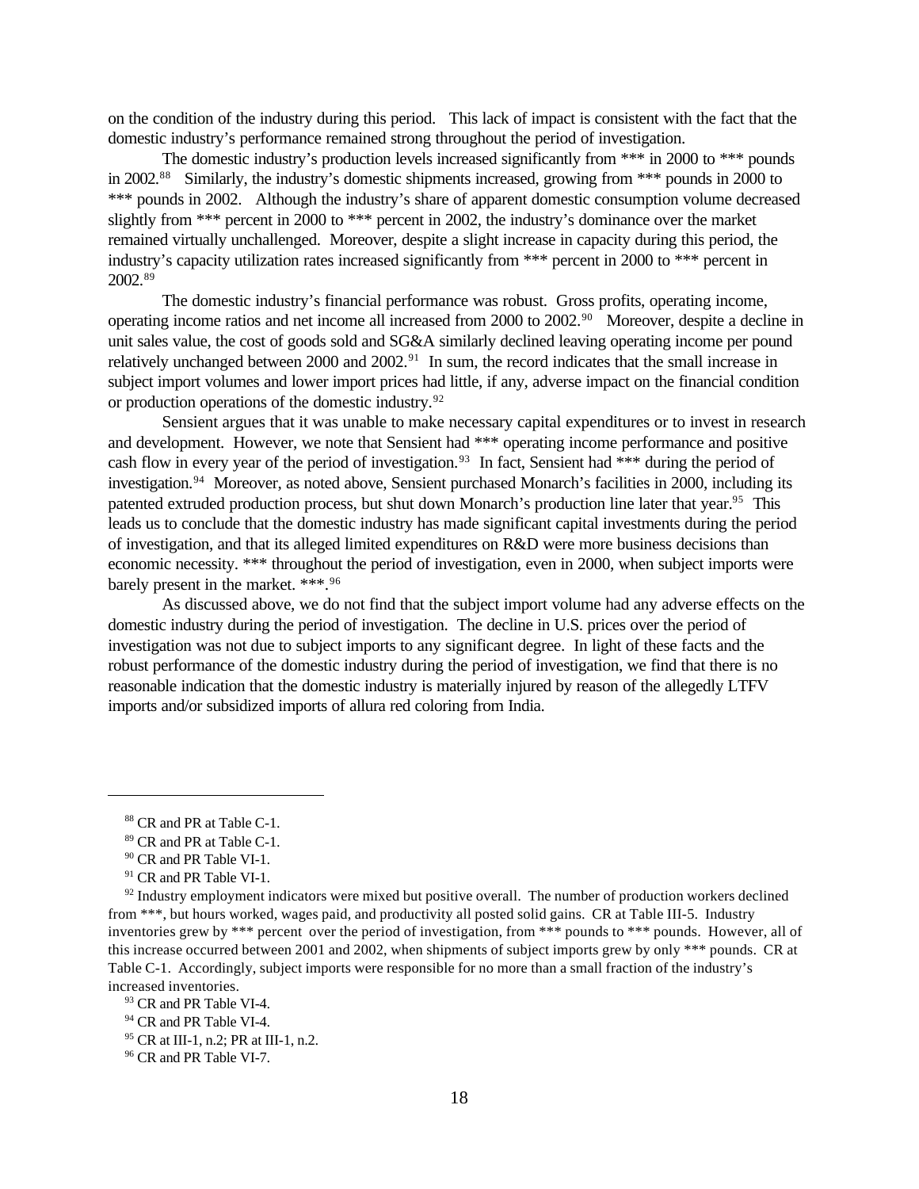on the condition of the industry during this period. This lack of impact is consistent with the fact that the domestic industry's performance remained strong throughout the period of investigation.

The domestic industry's production levels increased significantly from *** in 2000 to *** pounds in 2002.[88] Similarly, the industry's domestic shipments increased, growing from *** pounds in 2000 to *** pounds in 2002. Although the industry's share of apparent domestic consumption volume decreased slightly from *** percent in 2000 to *** percent in 2002, the industry's dominance over the market remained virtually unchallenged. Moreover, despite a slight increase in capacity during this period, the industry's capacity utilization rates increased significantly from *** percent in 2000 to *** percent in 2002.[89]

The domestic industry's financial performance was robust. Gross profits, operating income, operating income ratios and net income all increased from 2000 to 2002.[90] Moreover, despite a decline in unit sales value, the cost of goods sold and SG&A similarly declined leaving operating income per pound relatively unchanged between 2000 and 2002.[91] In sum, the record indicates that the small increase in subject import volumes and lower import prices had little, if any, adverse impact on the financial condition or production operations of the domestic industry.[92]

Sensient argues that it was unable to make necessary capital expenditures or to invest in research and development. However, we note that Sensient had *** operating income performance and positive cash flow in every year of the period of investigation.[93] In fact, Sensient had *** during the period of investigation.[94] Moreover, as noted above, Sensient purchased Monarch's facilities in 2000, including its patented extruded production process, but shut down Monarch's production line later that year.[95] This leads us to conclude that the domestic industry has made significant capital investments during the period of investigation, and that its alleged limited expenditures on R&D were more business decisions than economic necessity. *** throughout the period of investigation, even in 2000, when subject imports were barely present in the market. ***.[96]

As discussed above, we do not find that the subject import volume had any adverse effects on the domestic industry during the period of investigation. The decline in U.S. prices over the period of investigation was not due to subject imports to any significant degree. In light of these facts and the robust performance of the domestic industry during the period of investigation, we find that there is no reasonable indication that the domestic industry is materially injured by reason of the allegedly LTFV imports and/or subsidized imports of allura red coloring from India.

---

[88] CR and PR at Table C-1.

[89] CR and PR at Table C-1.

[90] CR and PR Table VI-1.

[91] CR and PR Table VI-1.

[92] Industry employment indicators were mixed but positive overall. The number of production workers declined from ***, but hours worked, wages paid, and productivity all posted solid gains. CR at Table III-5. Industry inventories grew by *** percent over the period of investigation, from *** pounds to *** pounds. However, all of this increase occurred between 2001 and 2002, when shipments of subject imports grew by only *** pounds. CR at Table C-1. Accordingly, subject imports were responsible for no more than a small fraction of the industry's increased inventories.

[93] CR and PR Table VI-4.

[94] CR and PR Table VI-4.

[95] CR at III-1, n.2; PR at III-1, n.2.

[96] CR and PR Table VI-7.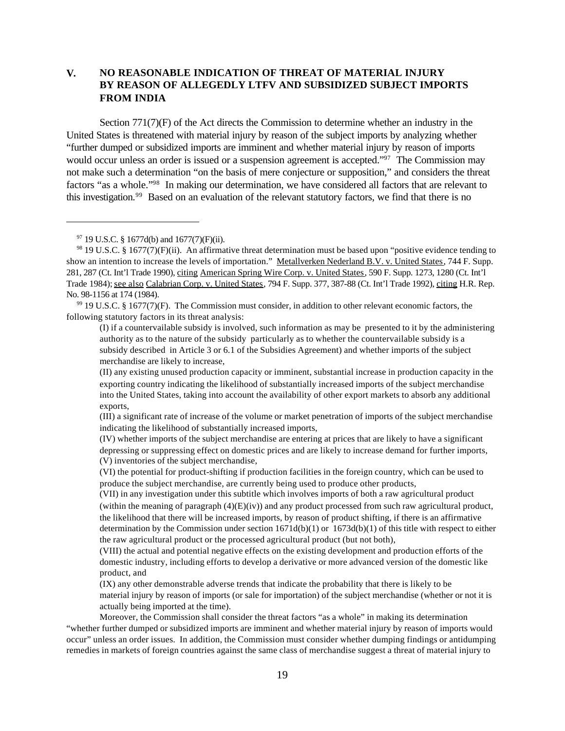## V. NO REASONABLE INDICATION OF THREAT OF MATERIAL INJURY BY REASON OF ALLEGEDLY LTFV AND SUBSIDIZED SUBJECT IMPORTS FROM INDIA

Section 771(7)(F) of the Act directs the Commission to determine whether an industry in the United States is threatened with material injury by reason of the subject imports by analyzing whether "further dumped or subsidized imports are imminent and whether material injury by reason of imports would occur unless an order is issued or a suspension agreement is accepted."[97] The Commission may not make such a determination "on the basis of mere conjecture or supposition," and considers the threat factors "as a whole."[98] In making our determination, we have considered all factors that are relevant to this investigation.[99] Based on an evaluation of the relevant statutory factors, we find that there is no

---

[97] 19 U.S.C. § 1677d(b) and 1677(7)(F)(ii).

[98] 19 U.S.C. § 1677(7)(F)(ii). An affirmative threat determination must be based upon "positive evidence tending to show an intention to increase the levels of importation." Metallverken Nederland B.V. v. United States, 744 F. Supp. 281, 287 (Ct. Int'l Trade 1990), citing American Spring Wire Corp. v. United States, 590 F. Supp. 1273, 1280 (Ct. Int'l Trade 1984); see also Calabrian Corp. v. United States, 794 F. Supp. 377, 387-88 (Ct. Int'l Trade 1992), citing H.R. Rep. No. 98-1156 at 174 (1984).

[99] 19 U.S.C. § 1677(7)(F). The Commission must consider, in addition to other relevant economic factors, the following statutory factors in its threat analysis:

> (I) if a countervailable subsidy is involved, such information as may be presented to it by the administering authority as to the nature of the subsidy particularly as to whether the countervailable subsidy is a subsidy described in Article 3 or 6.1 of the Subsidies Agreement) and whether imports of the subject merchandise are likely to increase,
>
> (II) any existing unused production capacity or imminent, substantial increase in production capacity in the exporting country indicating the likelihood of substantially increased imports of the subject merchandise into the United States, taking into account the availability of other export markets to absorb any additional exports,
>
> (III) a significant rate of increase of the volume or market penetration of imports of the subject merchandise indicating the likelihood of substantially increased imports,
>
> (IV) whether imports of the subject merchandise are entering at prices that are likely to have a significant depressing or suppressing effect on domestic prices and are likely to increase demand for further imports,
>
> (V) inventories of the subject merchandise,
>
> (VI) the potential for product-shifting if production facilities in the foreign country, which can be used to produce the subject merchandise, are currently being used to produce other products,
>
> (VII) in any investigation under this subtitle which involves imports of both a raw agricultural product (within the meaning of paragraph (4)(E)(iv)) and any product processed from such raw agricultural product, the likelihood that there will be increased imports, by reason of product shifting, if there is an affirmative determination by the Commission under section 1671d(b)(1) or 1673d(b)(1) of this title with respect to either the raw agricultural product or the processed agricultural product (but not both),
>
> (VIII) the actual and potential negative effects on the existing development and production efforts of the domestic industry, including efforts to develop a derivative or more advanced version of the domestic like product, and
>
> (IX) any other demonstrable adverse trends that indicate the probability that there is likely to be material injury by reason of imports (or sale for importation) of the subject merchandise (whether or not it is actually being imported at the time).

Moreover, the Commission shall consider the threat factors "as a whole" in making its determination "whether further dumped or subsidized imports are imminent and whether material injury by reason of imports would occur" unless an order issues. In addition, the Commission must consider whether dumping findings or antidumping remedies in markets of foreign countries against the same class of merchandise suggest a threat of material injury to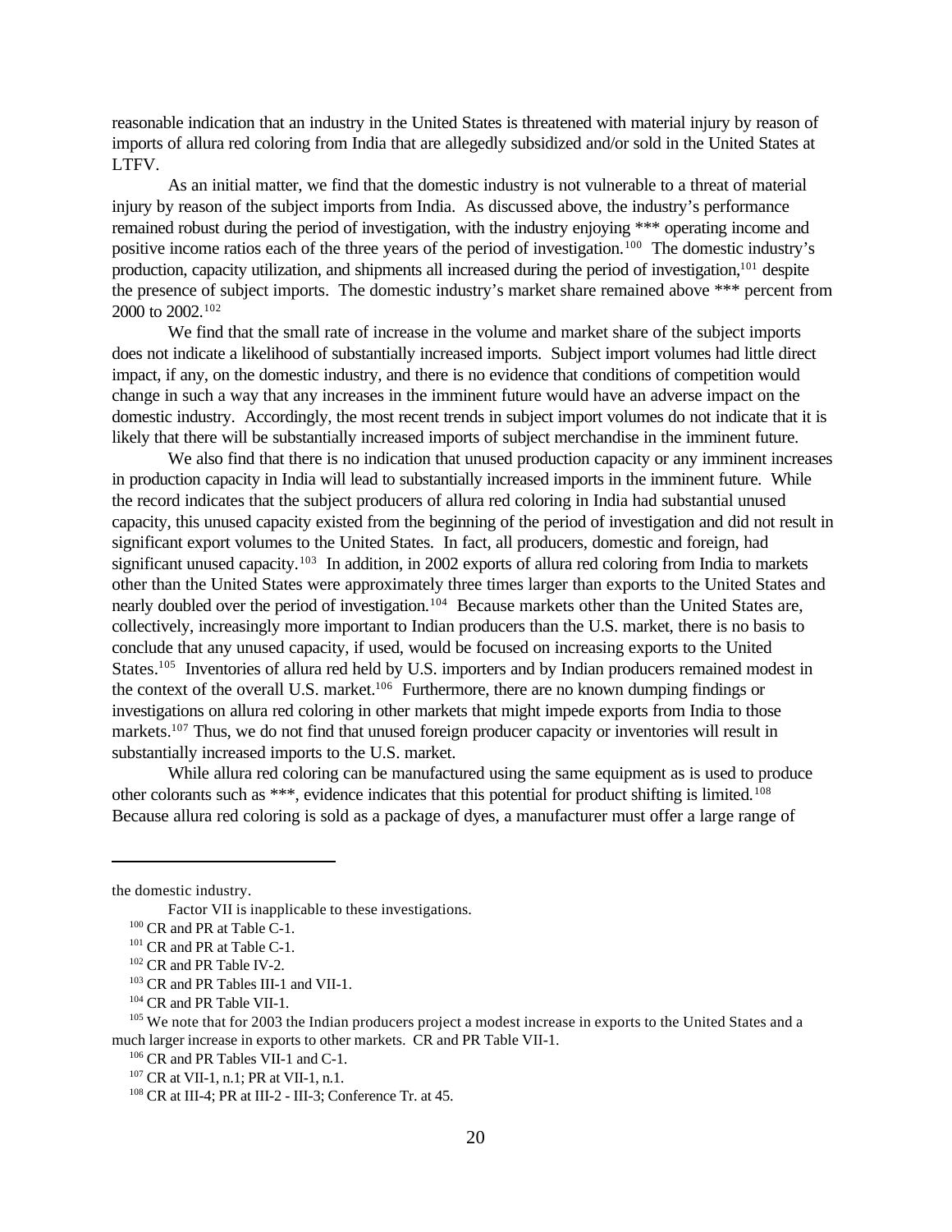reasonable indication that an industry in the United States is threatened with material injury by reason of imports of allura red coloring from India that are allegedly subsidized and/or sold in the United States at LTFV.

As an initial matter, we find that the domestic industry is not vulnerable to a threat of material injury by reason of the subject imports from India. As discussed above, the industry's performance remained robust during the period of investigation, with the industry enjoying *** operating income and positive income ratios each of the three years of the period of investigation.[100] The domestic industry's production, capacity utilization, and shipments all increased during the period of investigation,[101] despite the presence of subject imports. The domestic industry's market share remained above *** percent from 2000 to 2002.[102]

We find that the small rate of increase in the volume and market share of the subject imports does not indicate a likelihood of substantially increased imports. Subject import volumes had little direct impact, if any, on the domestic industry, and there is no evidence that conditions of competition would change in such a way that any increases in the imminent future would have an adverse impact on the domestic industry. Accordingly, the most recent trends in subject import volumes do not indicate that it is likely that there will be substantially increased imports of subject merchandise in the imminent future.

We also find that there is no indication that unused production capacity or any imminent increases in production capacity in India will lead to substantially increased imports in the imminent future. While the record indicates that the subject producers of allura red coloring in India had substantial unused capacity, this unused capacity existed from the beginning of the period of investigation and did not result in significant export volumes to the United States. In fact, all producers, domestic and foreign, had significant unused capacity.[103] In addition, in 2002 exports of allura red coloring from India to markets other than the United States were approximately three times larger than exports to the United States and nearly doubled over the period of investigation.[104] Because markets other than the United States are, collectively, increasingly more important to Indian producers than the U.S. market, there is no basis to conclude that any unused capacity, if used, would be focused on increasing exports to the United States.[105] Inventories of allura red held by U.S. importers and by Indian producers remained modest in the context of the overall U.S. market.[106] Furthermore, there are no known dumping findings or investigations on allura red coloring in other markets that might impede exports from India to those markets.[107] Thus, we do not find that unused foreign producer capacity or inventories will result in substantially increased imports to the U.S. market.

While allura red coloring can be manufactured using the same equipment as is used to produce other colorants such as ***, evidence indicates that this potential for product shifting is limited.[108] Because allura red coloring is sold as a package of dyes, a manufacturer must offer a large range of

---

the domestic industry.

Factor VII is inapplicable to these investigations.

[100] CR and PR at Table C-1.

[101] CR and PR at Table C-1.

[102] CR and PR Table IV-2.

[103] CR and PR Tables III-1 and VII-1.

[104] CR and PR Table VII-1.

[105] We note that for 2003 the Indian producers project a modest increase in exports to the United States and a much larger increase in exports to other markets. CR and PR Table VII-1.

[106] CR and PR Tables VII-1 and C-1.

[107] CR at VII-1, n.1; PR at VII-1, n.1.

[108] CR at III-4; PR at III-2 - III-3; Conference Tr. at 45.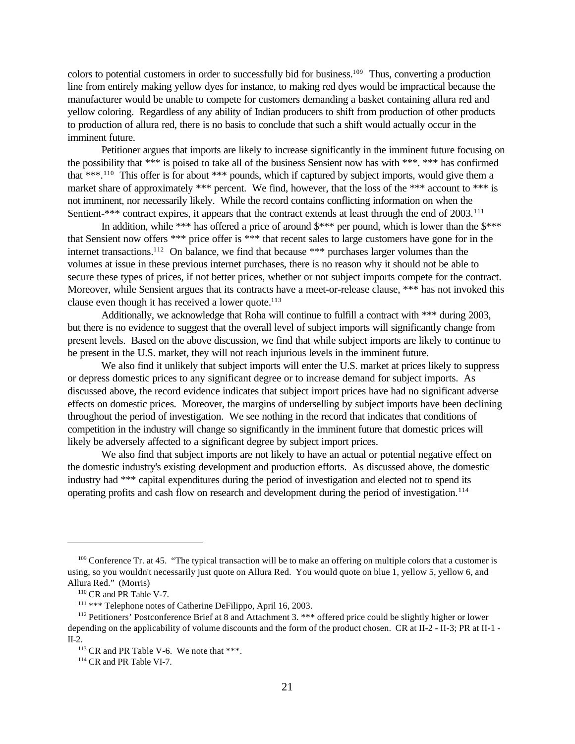colors to potential customers in order to successfully bid for business.[109] Thus, converting a production line from entirely making yellow dyes for instance, to making red dyes would be impractical because the manufacturer would be unable to compete for customers demanding a basket containing allura red and yellow coloring. Regardless of any ability of Indian producers to shift from production of other products to production of allura red, there is no basis to conclude that such a shift would actually occur in the imminent future.

Petitioner argues that imports are likely to increase significantly in the imminent future focusing on the possibility that *** is poised to take all of the business Sensient now has with ***. *** has confirmed that ***.[110] This offer is for about *** pounds, which if captured by subject imports, would give them a market share of approximately *** percent. We find, however, that the loss of the *** account to *** is not imminent, nor necessarily likely. While the record contains conflicting information on when the Sentient-*** contract expires, it appears that the contract extends at least through the end of 2003.[111]

In addition, while *** has offered a price of around $*** per pound, which is lower than the $*** that Sensient now offers *** price offer is *** that recent sales to large customers have gone for in the internet transactions.[112] On balance, we find that because *** purchases larger volumes than the volumes at issue in these previous internet purchases, there is no reason why it should not be able to secure these types of prices, if not better prices, whether or not subject imports compete for the contract. Moreover, while Sensient argues that its contracts have a meet-or-release clause, *** has not invoked this clause even though it has received a lower quote.[113]

Additionally, we acknowledge that Roha will continue to fulfill a contract with *** during 2003, but there is no evidence to suggest that the overall level of subject imports will significantly change from present levels. Based on the above discussion, we find that while subject imports are likely to continue to be present in the U.S. market, they will not reach injurious levels in the imminent future.

We also find it unlikely that subject imports will enter the U.S. market at prices likely to suppress or depress domestic prices to any significant degree or to increase demand for subject imports. As discussed above, the record evidence indicates that subject import prices have had no significant adverse effects on domestic prices. Moreover, the margins of underselling by subject imports have been declining throughout the period of investigation. We see nothing in the record that indicates that conditions of competition in the industry will change so significantly in the imminent future that domestic prices will likely be adversely affected to a significant degree by subject import prices.

We also find that subject imports are not likely to have an actual or potential negative effect on the domestic industry's existing development and production efforts. As discussed above, the domestic industry had *** capital expenditures during the period of investigation and elected not to spend its operating profits and cash flow on research and development during the period of investigation.[114]

---

[109] Conference Tr. at 45. "The typical transaction will be to make an offering on multiple colors that a customer is using, so you wouldn't necessarily just quote on Allura Red. You would quote on blue 1, yellow 5, yellow 6, and Allura Red." (Morris)

[110] CR and PR Table V-7.

[111] *** Telephone notes of Catherine DeFilippo, April 16, 2003.

[112] Petitioners' Postconference Brief at 8 and Attachment 3. *** offered price could be slightly higher or lower depending on the applicability of volume discounts and the form of the product chosen. CR at II-2 - II-3; PR at II-1 - II-2.

[113] CR and PR Table V-6. We note that ***.

[114] CR and PR Table VI-7.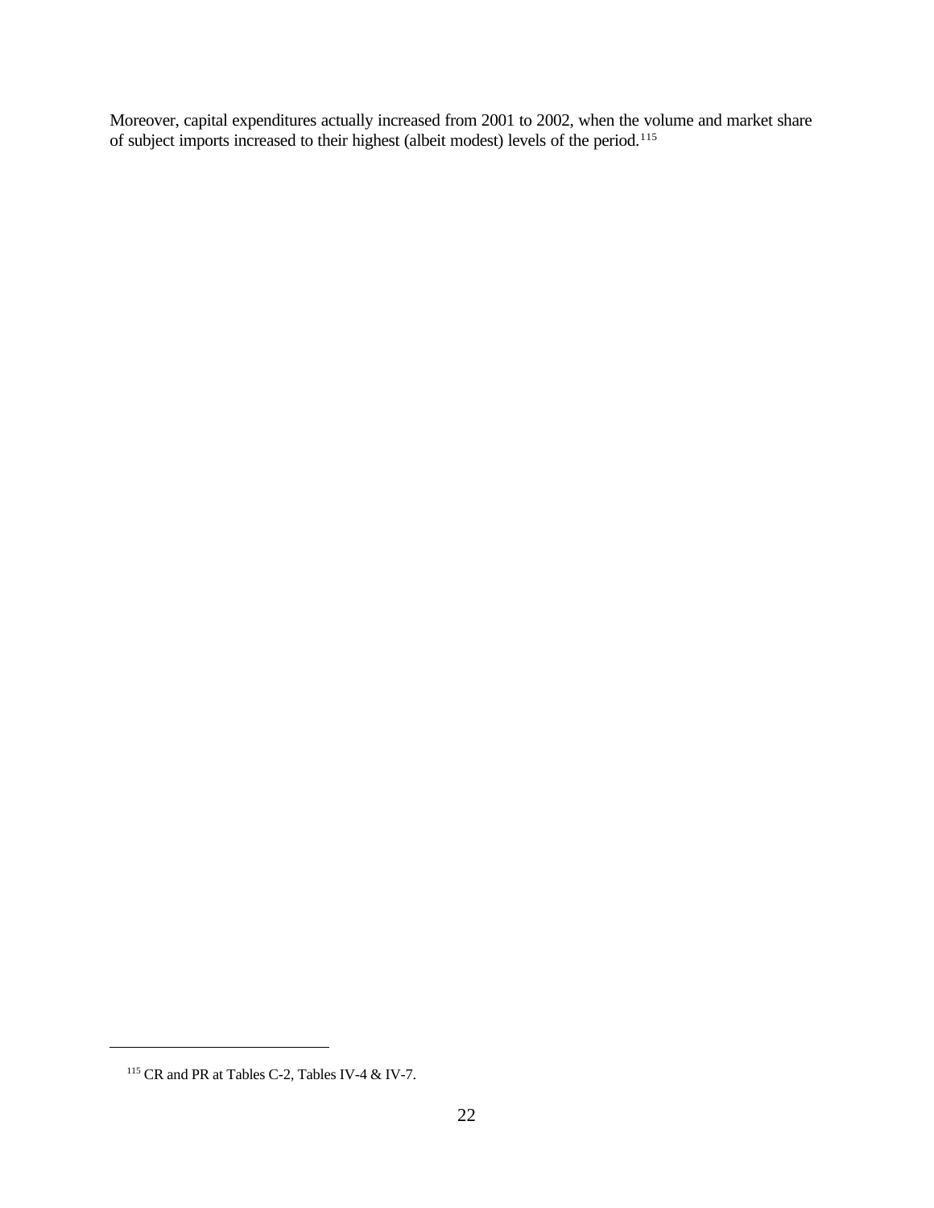Moreover, capital expenditures actually increased from 2001 to 2002, when the volume and market share of subject imports increased to their highest (albeit modest) levels of the period.[115]

[115] CR and PR at Tables C-2, Tables IV-4 & IV-7.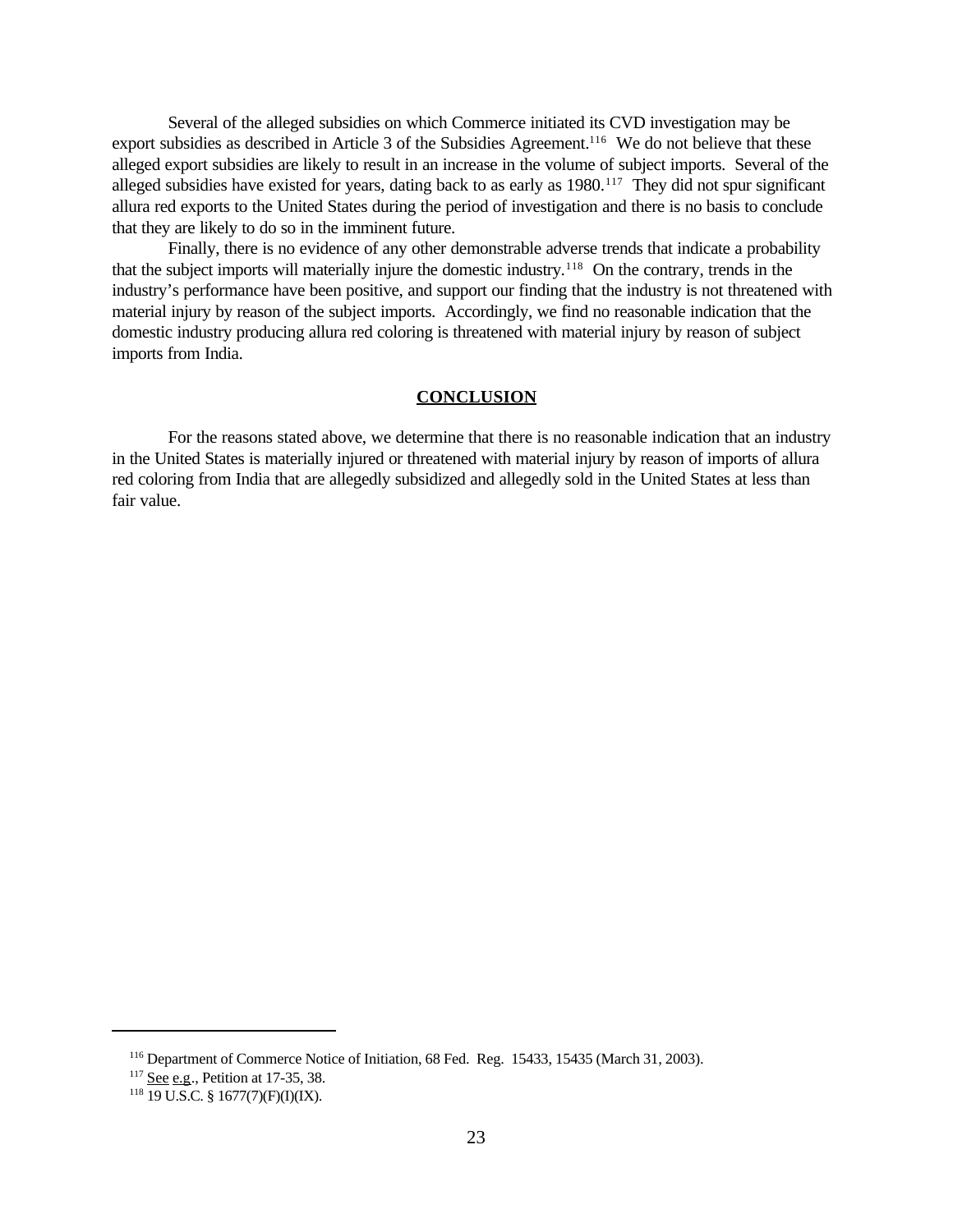Several of the alleged subsidies on which Commerce initiated its CVD investigation may be export subsidies as described in Article 3 of the Subsidies Agreement.[116] We do not believe that these alleged export subsidies are likely to result in an increase in the volume of subject imports. Several of the alleged subsidies have existed for years, dating back to as early as 1980.[117] They did not spur significant allura red exports to the United States during the period of investigation and there is no basis to conclude that they are likely to do so in the imminent future.

Finally, there is no evidence of any other demonstrable adverse trends that indicate a probability that the subject imports will materially injure the domestic industry.[118] On the contrary, trends in the industry's performance have been positive, and support our finding that the industry is not threatened with material injury by reason of the subject imports. Accordingly, we find no reasonable indication that the domestic industry producing allura red coloring is threatened with material injury by reason of subject imports from India.

## CONCLUSION

For the reasons stated above, we determine that there is no reasonable indication that an industry in the United States is materially injured or threatened with material injury by reason of imports of allura red coloring from India that are allegedly subsidized and allegedly sold in the United States at less than fair value.

---

[116] Department of Commerce Notice of Initiation, 68 Fed. Reg. 15433, 15435 (March 31, 2003).

[117] See e.g., Petition at 17-35, 38.

[118] 19 U.S.C. § 1677(7)(F)(I)(IX).